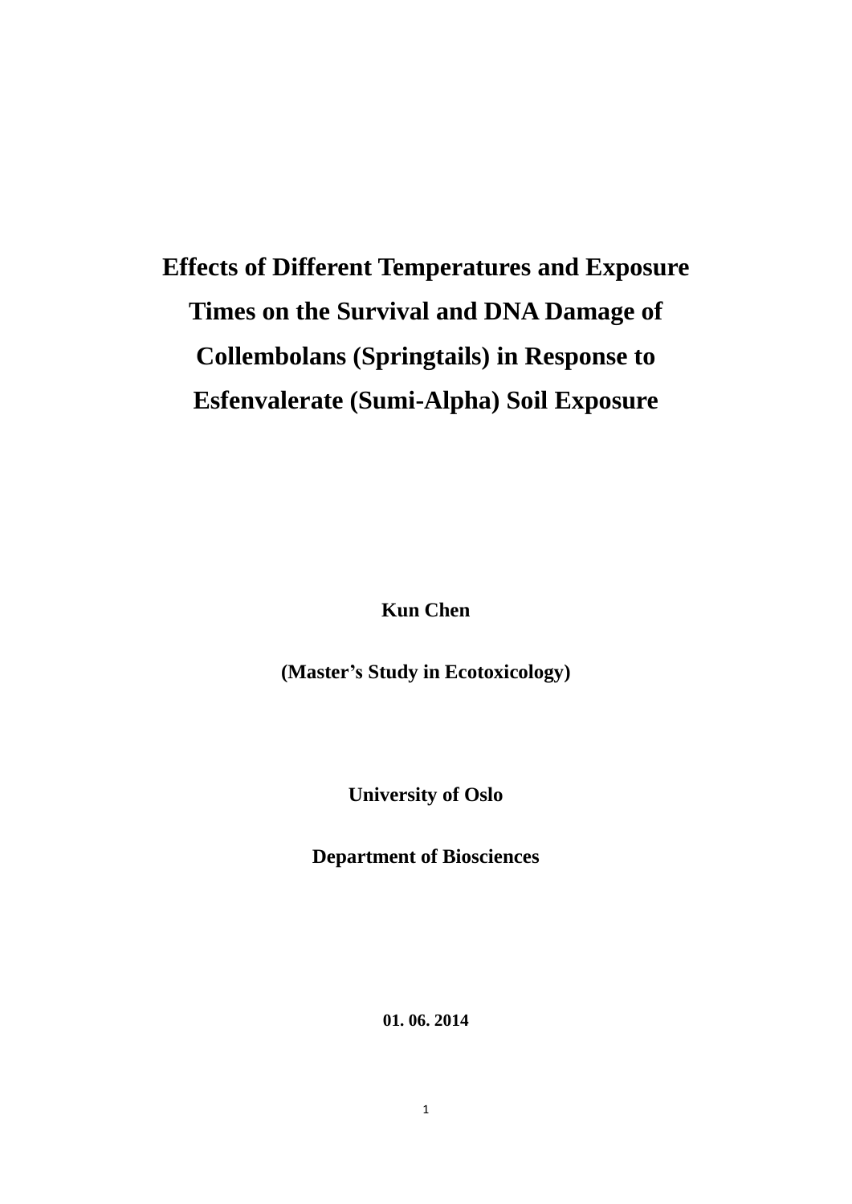# Effects of Different Temperatures and Exposure Times on the Survival and DNA Damage of Collembolans (Springtails) in Response to Esfenvalerate (Sumi-Alpha) Soil Exposure

**Kun Chen**

**(Master's Study in Ecotoxicology)**

**University of Oslo**

**Department of Biosciences**

**01. 06. 2014**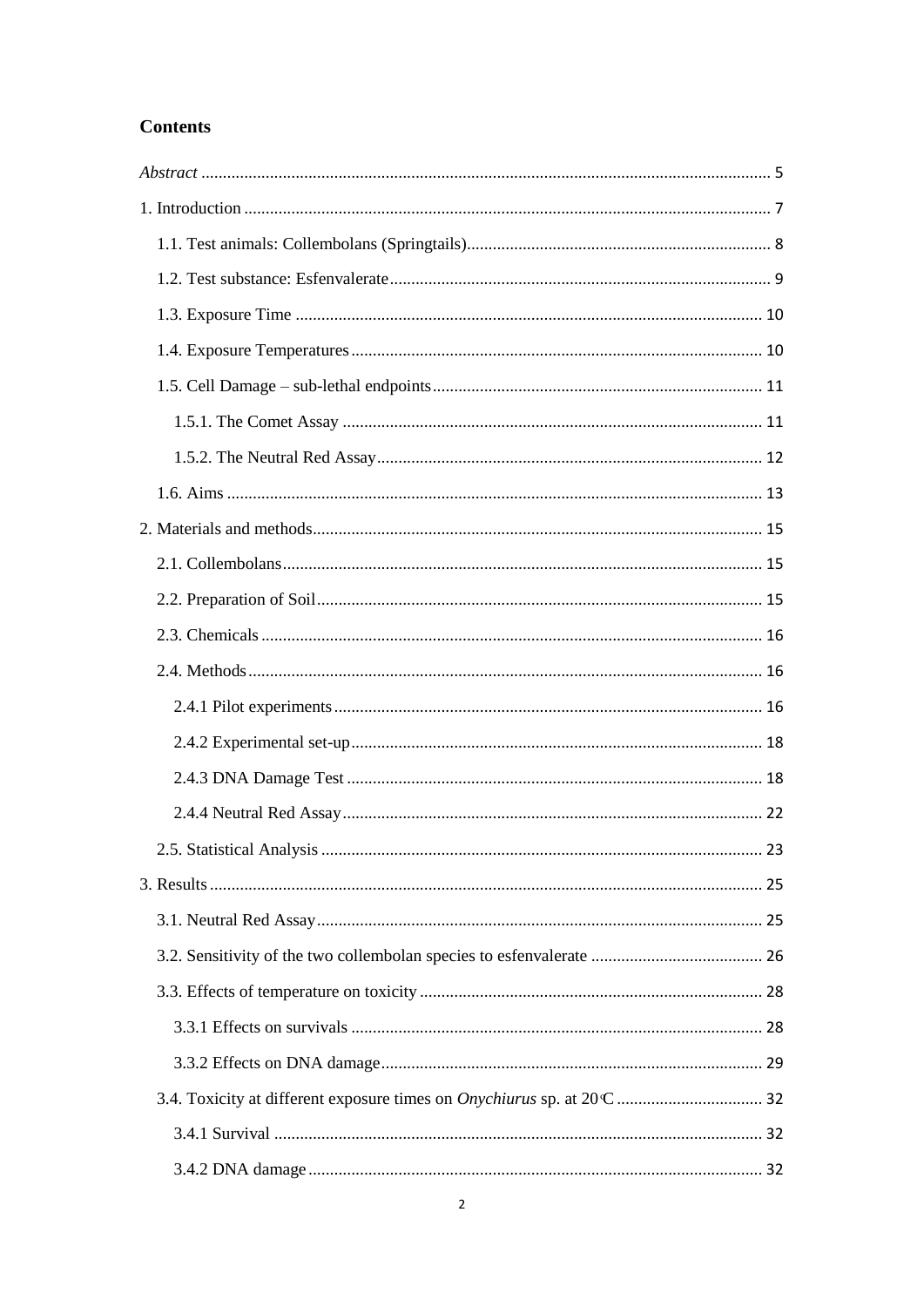# Contents

*Abstract* ..................................................................................................................... 5

1. Introduction ........................................................................................................... 7

   1.1. Test animals: Collembolans (Springtails)...................................................................... 8

   1.2. Test substance: Esfenvalerate........................................................................................ 9

   1.3. Exposure Time ............................................................................................................ 10

   1.4. Exposure Temperatures ............................................................................................... 10

   1.5. Cell Damage – sub-lethal endpoints ............................................................................ 11

      1.5.1. The Comet Assay ................................................................................................. 11

      1.5.2. The Neutral Red Assay ......................................................................................... 12

   1.6. Aims ............................................................................................................................ 13

2. Materials and methods ........................................................................................ 15

   2.1. Collembolans ............................................................................................................... 15

   2.2. Preparation of Soil ....................................................................................................... 15

   2.3. Chemicals .................................................................................................................... 16

   2.4. Methods ....................................................................................................................... 16

      2.4.1 Pilot experiments ................................................................................................... 16

      2.4.2 Experimental set-up ............................................................................................... 18

      2.4.3 DNA Damage Test ................................................................................................. 18

      2.4.4 Neutral Red Assay ................................................................................................. 22

   2.5. Statistical Analysis ....................................................................................................... 23

3. Results ................................................................................................................. 25

   3.1. Neutral Red Assay ....................................................................................................... 25

   3.2. Sensitivity of the two collembolan species to esfenvalerate ........................................ 26

   3.3. Effects of temperature on toxicity ............................................................................... 28

      3.3.1 Effects on survivals ............................................................................................... 28

      3.3.2 Effects on DNA damage ........................................................................................ 29

   3.4. Toxicity at different exposure times on *Onychiurus* sp. at 20°C ................................. 32

      3.4.1 Survival ................................................................................................................. 32

      3.4.2 DNA damage ......................................................................................................... 32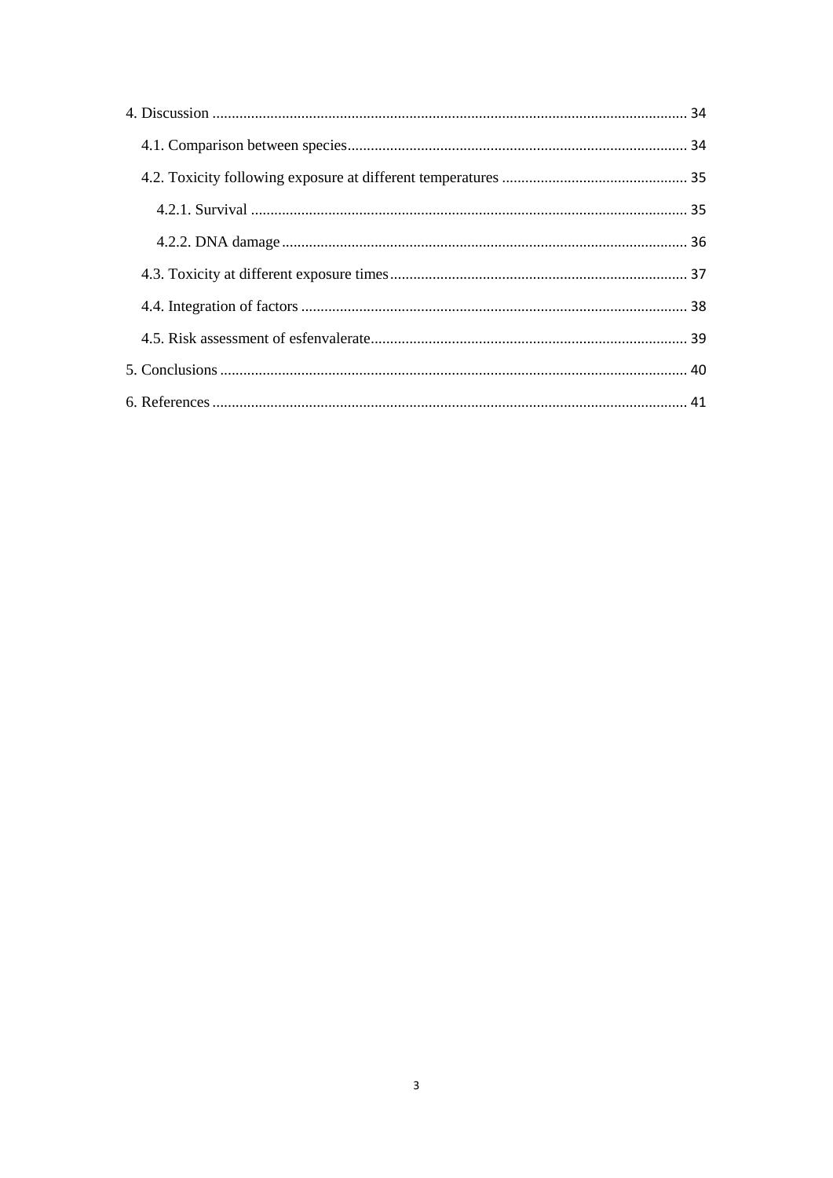4. Discussion ..... 34

4.1. Comparison between species ..... 34

4.2. Toxicity following exposure at different temperatures ..... 35

4.2.1. Survival ..... 35

4.2.2. DNA damage ..... 36

4.3. Toxicity at different exposure times ..... 37

4.4. Integration of factors ..... 38

4.5. Risk assessment of esfenvalerate ..... 39

5. Conclusions ..... 40

6. References ..... 41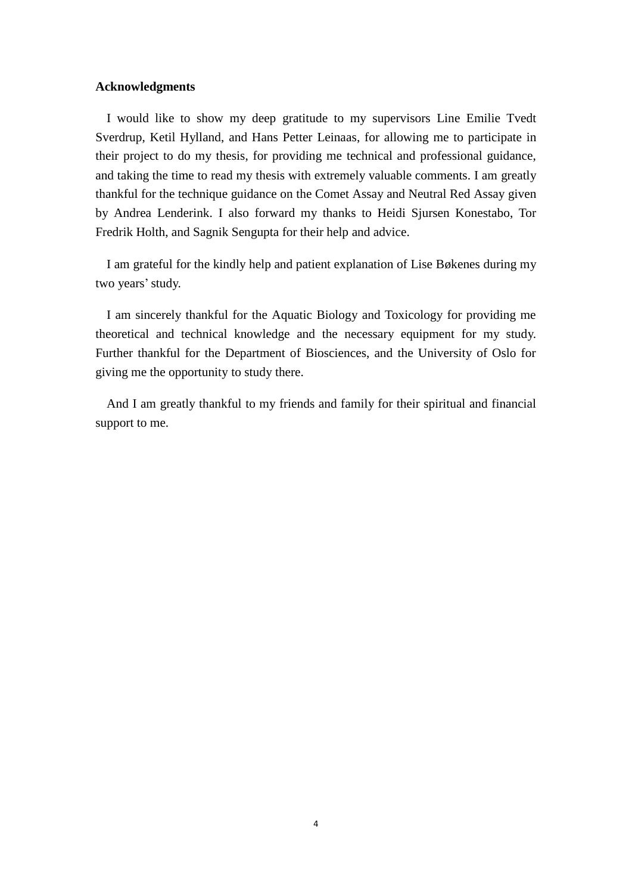**Acknowledgments**

I would like to show my deep gratitude to my supervisors Line Emilie Tvedt Sverdrup, Ketil Hylland, and Hans Petter Leinaas, for allowing me to participate in their project to do my thesis, for providing me technical and professional guidance, and taking the time to read my thesis with extremely valuable comments. I am greatly thankful for the technique guidance on the Comet Assay and Neutral Red Assay given by Andrea Lenderink. I also forward my thanks to Heidi Sjursen Konestabo, Tor Fredrik Holth, and Sagnik Sengupta for their help and advice.

I am grateful for the kindly help and patient explanation of Lise Bøkenes during my two years' study.

I am sincerely thankful for the Aquatic Biology and Toxicology for providing me theoretical and technical knowledge and the necessary equipment for my study. Further thankful for the Department of Biosciences, and the University of Oslo for giving me the opportunity to study there.

And I am greatly thankful to my friends and family for their spiritual and financial support to me.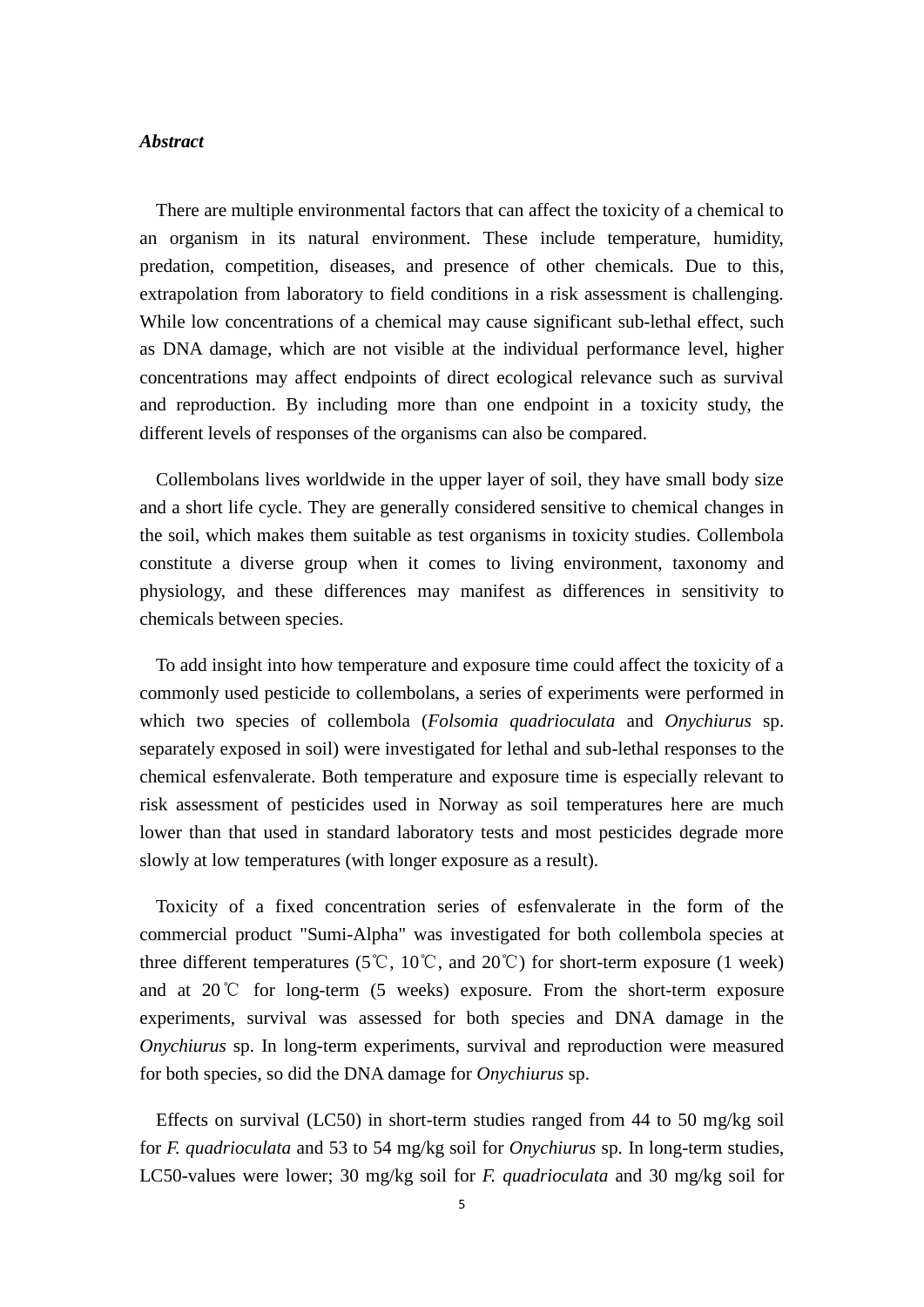***Abstract***

There are multiple environmental factors that can affect the toxicity of a chemical to an organism in its natural environment. These include temperature, humidity, predation, competition, diseases, and presence of other chemicals. Due to this, extrapolation from laboratory to field conditions in a risk assessment is challenging. While low concentrations of a chemical may cause significant sub-lethal effect, such as DNA damage, which are not visible at the individual performance level, higher concentrations may affect endpoints of direct ecological relevance such as survival and reproduction. By including more than one endpoint in a toxicity study, the different levels of responses of the organisms can also be compared.

Collembolans lives worldwide in the upper layer of soil, they have small body size and a short life cycle. They are generally considered sensitive to chemical changes in the soil, which makes them suitable as test organisms in toxicity studies. Collembola constitute a diverse group when it comes to living environment, taxonomy and physiology, and these differences may manifest as differences in sensitivity to chemicals between species.

To add insight into how temperature and exposure time could affect the toxicity of a commonly used pesticide to collembolans, a series of experiments were performed in which two species of collembola (*Folsomia quadrioculata* and *Onychiurus* sp. separately exposed in soil) were investigated for lethal and sub-lethal responses to the chemical esfenvalerate. Both temperature and exposure time is especially relevant to risk assessment of pesticides used in Norway as soil temperatures here are much lower than that used in standard laboratory tests and most pesticides degrade more slowly at low temperatures (with longer exposure as a result).

Toxicity of a fixed concentration series of esfenvalerate in the form of the commercial product "Sumi-Alpha" was investigated for both collembola species at three different temperatures (5℃, 10℃, and 20℃) for short-term exposure (1 week) and at 20℃ for long-term (5 weeks) exposure. From the short-term exposure experiments, survival was assessed for both species and DNA damage in the *Onychiurus* sp. In long-term experiments, survival and reproduction were measured for both species, so did the DNA damage for *Onychiurus* sp.

Effects on survival (LC50) in short-term studies ranged from 44 to 50 mg/kg soil for *F. quadrioculata* and 53 to 54 mg/kg soil for *Onychiurus* sp. In long-term studies, LC50-values were lower; 30 mg/kg soil for *F. quadrioculata* and 30 mg/kg soil for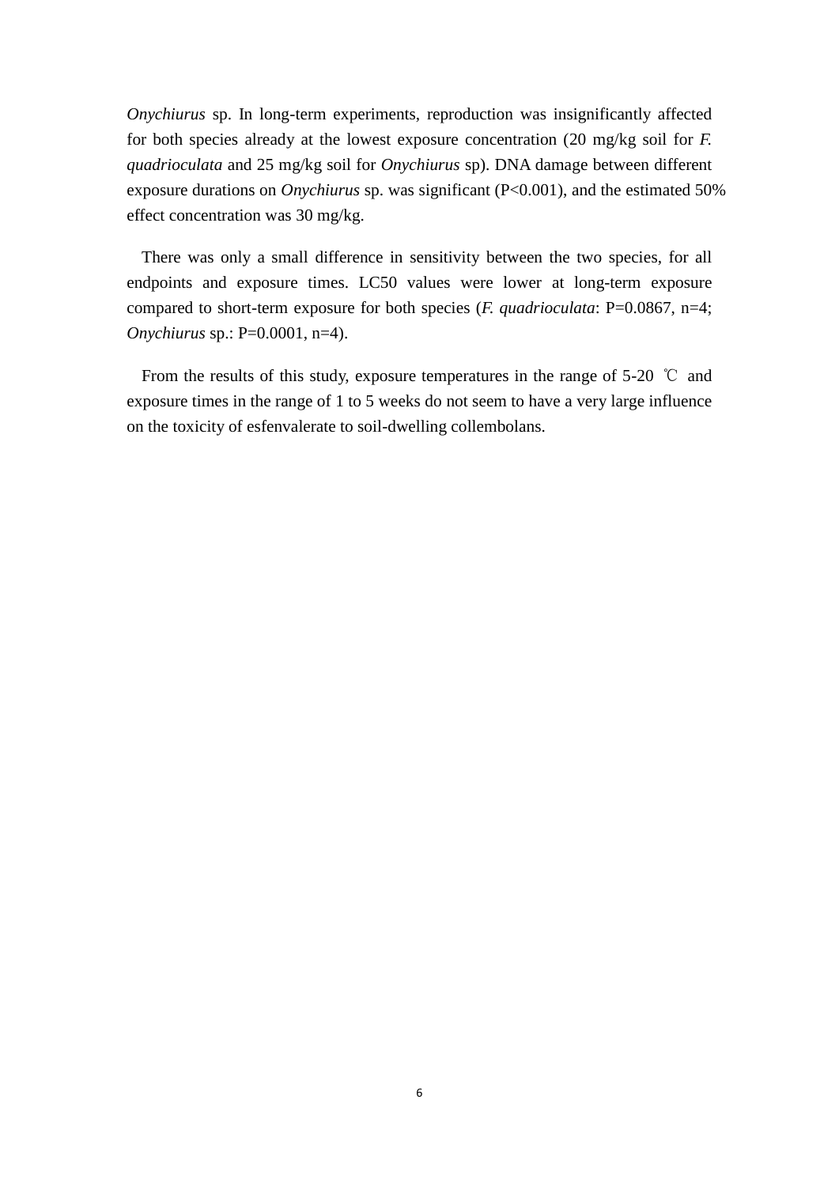*Onychiurus* sp. In long-term experiments, reproduction was insignificantly affected for both species already at the lowest exposure concentration (20 mg/kg soil for *F. quadrioculata* and 25 mg/kg soil for *Onychiurus* sp). DNA damage between different exposure durations on *Onychiurus* sp. was significant ($P<0.001$), and the estimated 50% effect concentration was 30 mg/kg.

There was only a small difference in sensitivity between the two species, for all endpoints and exposure times. LC50 values were lower at long-term exposure compared to short-term exposure for both species (*F. quadrioculata*: $P=0.0867$, $n=4$; *Onychiurus* sp.: $P=0.0001$, $n=4$).

From the results of this study, exposure temperatures in the range of 5-20 ℃ and exposure times in the range of 1 to 5 weeks do not seem to have a very large influence on the toxicity of esfenvalerate to soil-dwelling collembolans.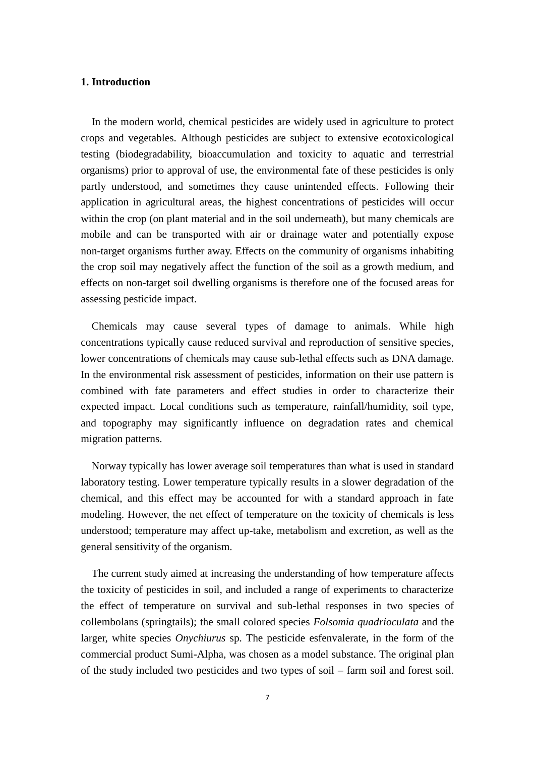# 1. Introduction

In the modern world, chemical pesticides are widely used in agriculture to protect crops and vegetables. Although pesticides are subject to extensive ecotoxicological testing (biodegradability, bioaccumulation and toxicity to aquatic and terrestrial organisms) prior to approval of use, the environmental fate of these pesticides is only partly understood, and sometimes they cause unintended effects. Following their application in agricultural areas, the highest concentrations of pesticides will occur within the crop (on plant material and in the soil underneath), but many chemicals are mobile and can be transported with air or drainage water and potentially expose non-target organisms further away. Effects on the community of organisms inhabiting the crop soil may negatively affect the function of the soil as a growth medium, and effects on non-target soil dwelling organisms is therefore one of the focused areas for assessing pesticide impact.

Chemicals may cause several types of damage to animals. While high concentrations typically cause reduced survival and reproduction of sensitive species, lower concentrations of chemicals may cause sub-lethal effects such as DNA damage. In the environmental risk assessment of pesticides, information on their use pattern is combined with fate parameters and effect studies in order to characterize their expected impact. Local conditions such as temperature, rainfall/humidity, soil type, and topography may significantly influence on degradation rates and chemical migration patterns.

Norway typically has lower average soil temperatures than what is used in standard laboratory testing. Lower temperature typically results in a slower degradation of the chemical, and this effect may be accounted for with a standard approach in fate modeling. However, the net effect of temperature on the toxicity of chemicals is less understood; temperature may affect up-take, metabolism and excretion, as well as the general sensitivity of the organism.

The current study aimed at increasing the understanding of how temperature affects the toxicity of pesticides in soil, and included a range of experiments to characterize the effect of temperature on survival and sub-lethal responses in two species of collembolans (springtails); the small colored species *Folsomia quadrioculata* and the larger, white species *Onychiurus* sp. The pesticide esfenvalerate, in the form of the commercial product Sumi-Alpha, was chosen as a model substance. The original plan of the study included two pesticides and two types of soil – farm soil and forest soil.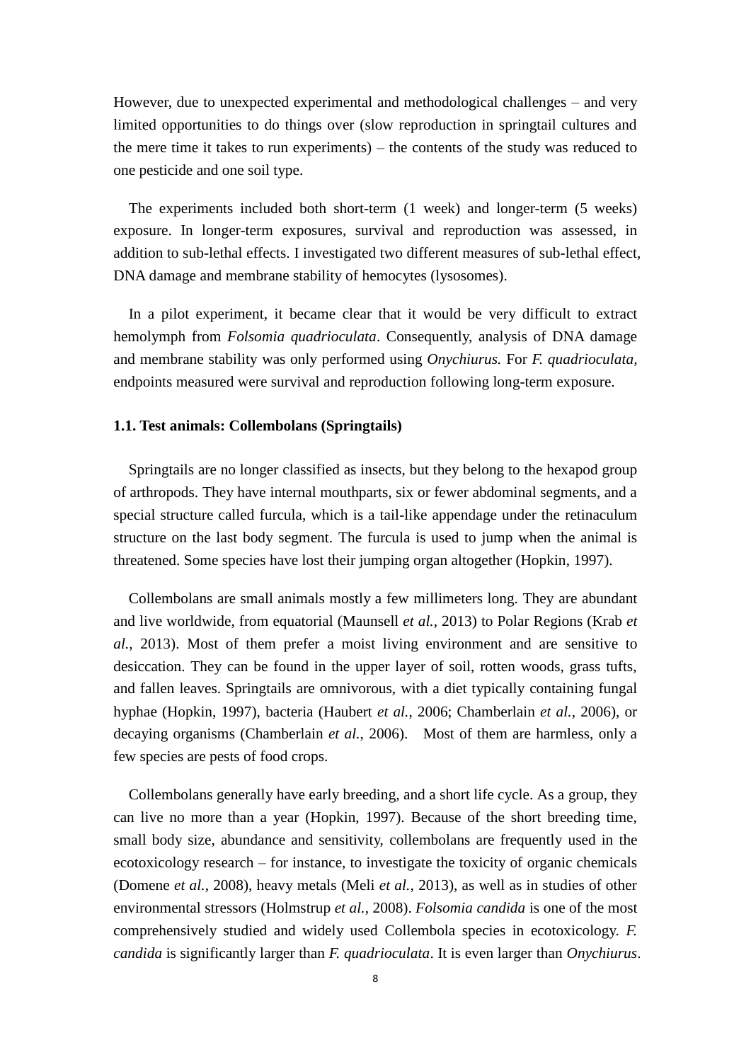However, due to unexpected experimental and methodological challenges – and very limited opportunities to do things over (slow reproduction in springtail cultures and the mere time it takes to run experiments) – the contents of the study was reduced to one pesticide and one soil type.

The experiments included both short-term (1 week) and longer-term (5 weeks) exposure. In longer-term exposures, survival and reproduction was assessed, in addition to sub-lethal effects. I investigated two different measures of sub-lethal effect, DNA damage and membrane stability of hemocytes (lysosomes).

In a pilot experiment, it became clear that it would be very difficult to extract hemolymph from *Folsomia quadrioculata*. Consequently, analysis of DNA damage and membrane stability was only performed using *Onychiurus.* For *F. quadrioculata,* endpoints measured were survival and reproduction following long-term exposure.

### 1.1. Test animals: Collembolans (Springtails)

Springtails are no longer classified as insects, but they belong to the hexapod group of arthropods. They have internal mouthparts, six or fewer abdominal segments, and a special structure called furcula, which is a tail-like appendage under the retinaculum structure on the last body segment. The furcula is used to jump when the animal is threatened. Some species have lost their jumping organ altogether (Hopkin, 1997).

Collembolans are small animals mostly a few millimeters long. They are abundant and live worldwide, from equatorial (Maunsell *et al.*, 2013) to Polar Regions (Krab *et al.*, 2013). Most of them prefer a moist living environment and are sensitive to desiccation. They can be found in the upper layer of soil, rotten woods, grass tufts, and fallen leaves. Springtails are omnivorous, with a diet typically containing fungal hyphae (Hopkin, 1997), bacteria (Haubert *et al.*, 2006; Chamberlain *et al.*, 2006), or decaying organisms (Chamberlain *et al.*, 2006). Most of them are harmless, only a few species are pests of food crops.

Collembolans generally have early breeding, and a short life cycle. As a group, they can live no more than a year (Hopkin, 1997). Because of the short breeding time, small body size, abundance and sensitivity, collembolans are frequently used in the ecotoxicology research – for instance, to investigate the toxicity of organic chemicals (Domene *et al.*, 2008), heavy metals (Meli *et al.*, 2013), as well as in studies of other environmental stressors (Holmstrup *et al.*, 2008). *Folsomia candida* is one of the most comprehensively studied and widely used Collembola species in ecotoxicology. *F. candida* is significantly larger than *F. quadrioculata*. It is even larger than *Onychiurus*.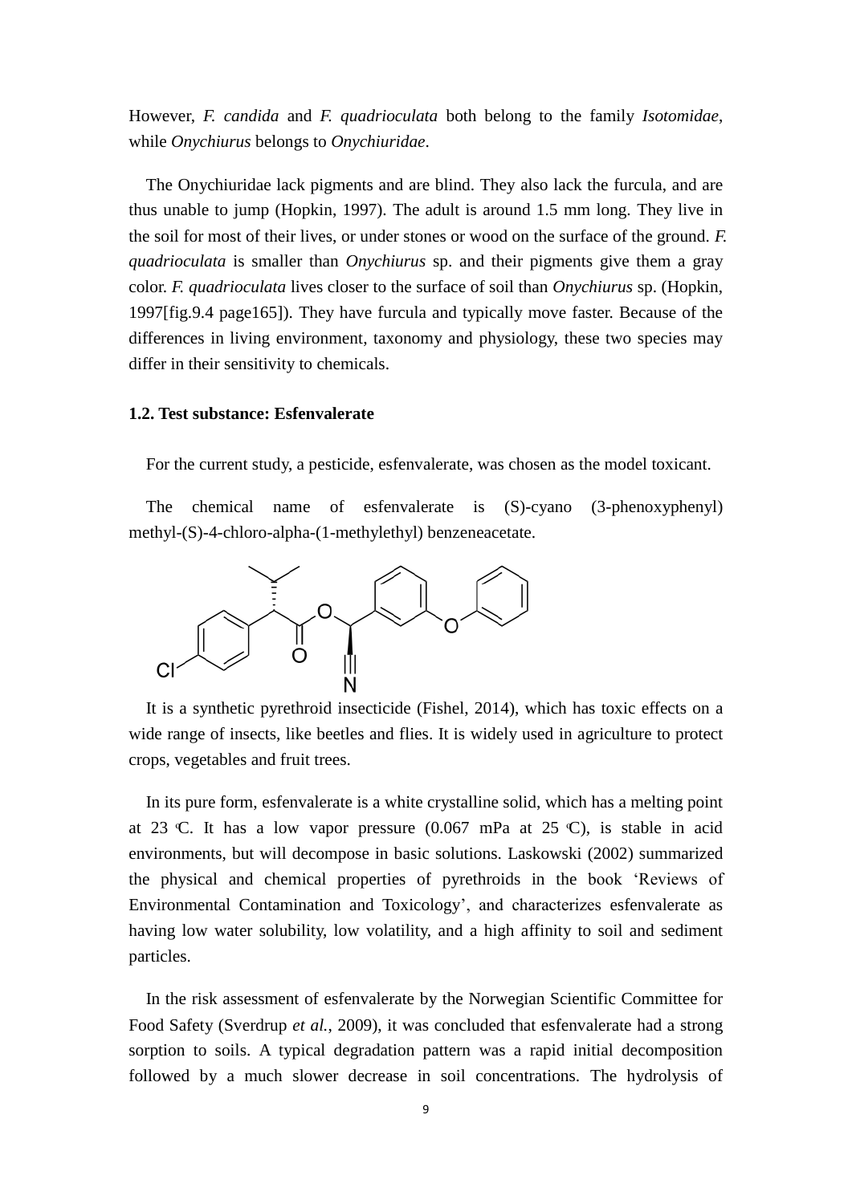However, *F. candida* and *F. quadrioculata* both belong to the family *Isotomidae*, while *Onychiurus* belongs to *Onychiuridae*.

The Onychiuridae lack pigments and are blind. They also lack the furcula, and are thus unable to jump (Hopkin, 1997). The adult is around 1.5 mm long. They live in the soil for most of their lives, or under stones or wood on the surface of the ground. *F. quadrioculata* is smaller than *Onychiurus* sp. and their pigments give them a gray color. *F. quadrioculata* lives closer to the surface of soil than *Onychiurus* sp. (Hopkin, 1997[fig.9.4 page165]). They have furcula and typically move faster. Because of the differences in living environment, taxonomy and physiology, these two species may differ in their sensitivity to chemicals.

### 1.2. Test substance: Esfenvalerate

For the current study, a pesticide, esfenvalerate, was chosen as the model toxicant.

The chemical name of esfenvalerate is (S)-cyano (3-phenoxyphenyl) methyl-(S)-4-chloro-alpha-(1-methylethyl) benzeneacetate.

It is a synthetic pyrethroid insecticide (Fishel, 2014), which has toxic effects on a wide range of insects, like beetles and flies. It is widely used in agriculture to protect crops, vegetables and fruit trees.

In its pure form, esfenvalerate is a white crystalline solid, which has a melting point at 23 °C. It has a low vapor pressure (0.067 mPa at 25 °C), is stable in acid environments, but will decompose in basic solutions. Laskowski (2002) summarized the physical and chemical properties of pyrethroids in the book 'Reviews of Environmental Contamination and Toxicology', and characterizes esfenvalerate as having low water solubility, low volatility, and a high affinity to soil and sediment particles.

In the risk assessment of esfenvalerate by the Norwegian Scientific Committee for Food Safety (Sverdrup *et al.*, 2009), it was concluded that esfenvalerate had a strong sorption to soils. A typical degradation pattern was a rapid initial decomposition followed by a much slower decrease in soil concentrations. The hydrolysis of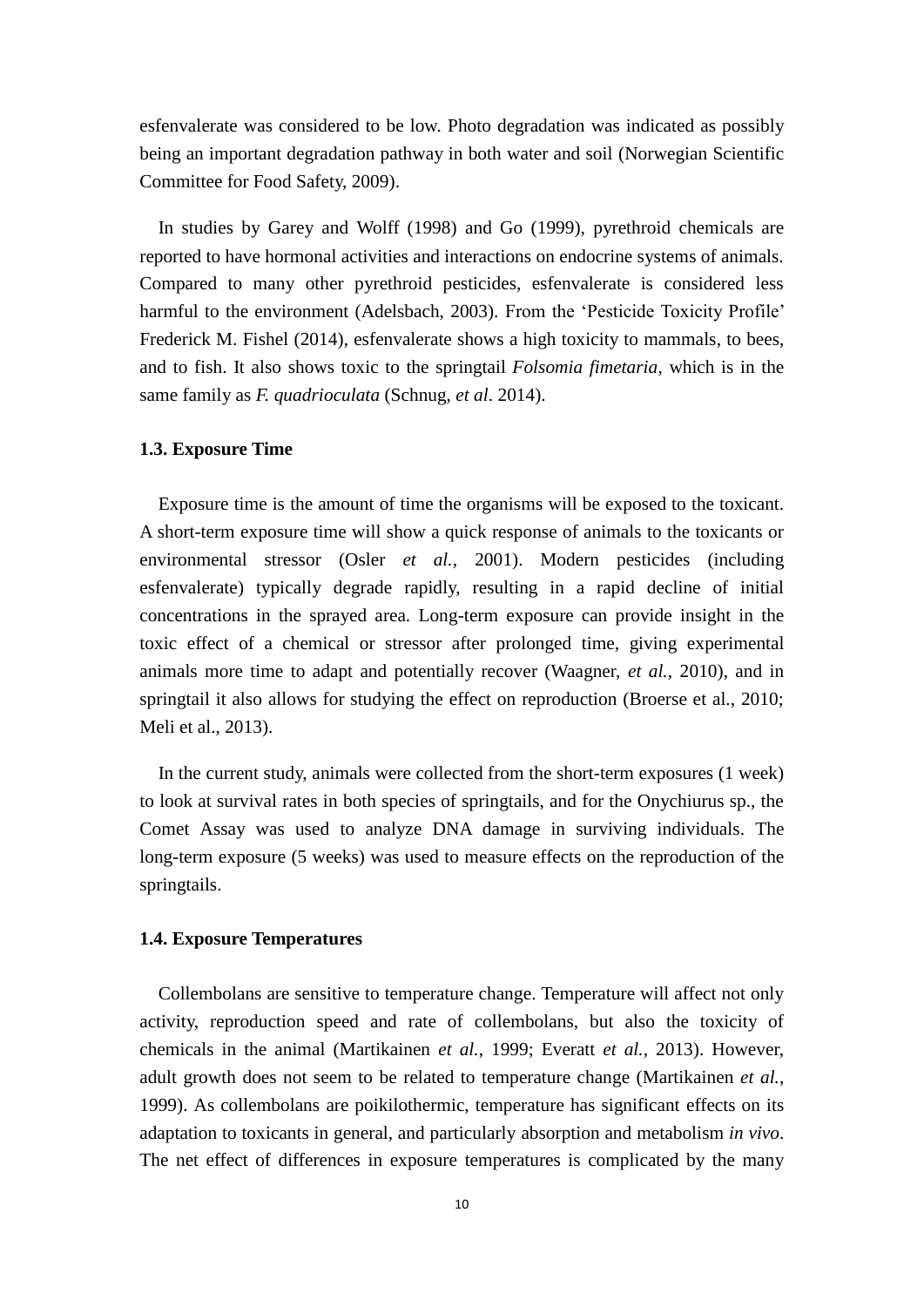esfenvalerate was considered to be low. Photo degradation was indicated as possibly being an important degradation pathway in both water and soil (Norwegian Scientific Committee for Food Safety, 2009).

In studies by Garey and Wolff (1998) and Go (1999), pyrethroid chemicals are reported to have hormonal activities and interactions on endocrine systems of animals. Compared to many other pyrethroid pesticides, esfenvalerate is considered less harmful to the environment (Adelsbach, 2003). From the 'Pesticide Toxicity Profile' Frederick M. Fishel (2014), esfenvalerate shows a high toxicity to mammals, to bees, and to fish. It also shows toxic to the springtail *Folsomia fimetaria*, which is in the same family as *F. quadrioculata* (Schnug, *et al*. 2014).

### 1.3. Exposure Time

Exposure time is the amount of time the organisms will be exposed to the toxicant. A short-term exposure time will show a quick response of animals to the toxicants or environmental stressor (Osler *et al.*, 2001). Modern pesticides (including esfenvalerate) typically degrade rapidly, resulting in a rapid decline of initial concentrations in the sprayed area. Long-term exposure can provide insight in the toxic effect of a chemical or stressor after prolonged time, giving experimental animals more time to adapt and potentially recover (Waagner, *et al.*, 2010), and in springtail it also allows for studying the effect on reproduction (Broerse et al., 2010; Meli et al., 2013).

In the current study, animals were collected from the short-term exposures (1 week) to look at survival rates in both species of springtails, and for the Onychiurus sp., the Comet Assay was used to analyze DNA damage in surviving individuals. The long-term exposure (5 weeks) was used to measure effects on the reproduction of the springtails.

### 1.4. Exposure Temperatures

Collembolans are sensitive to temperature change. Temperature will affect not only activity, reproduction speed and rate of collembolans, but also the toxicity of chemicals in the animal (Martikainen *et al.*, 1999; Everatt *et al.*, 2013). However, adult growth does not seem to be related to temperature change (Martikainen *et al.*, 1999). As collembolans are poikilothermic, temperature has significant effects on its adaptation to toxicants in general, and particularly absorption and metabolism *in vivo*. The net effect of differences in exposure temperatures is complicated by the many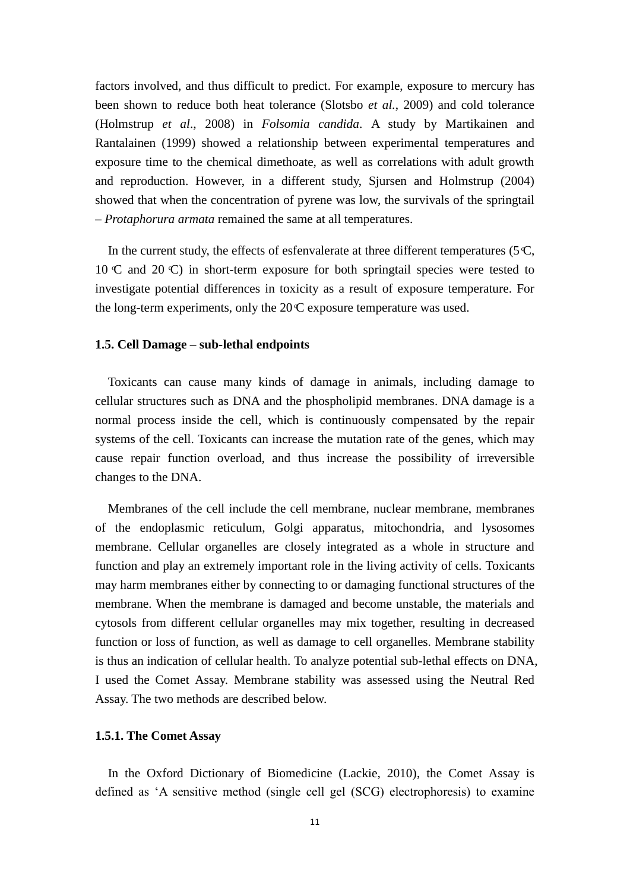factors involved, and thus difficult to predict. For example, exposure to mercury has been shown to reduce both heat tolerance (Slotsbo *et al.*, 2009) and cold tolerance (Holmstrup *et al*., 2008) in *Folsomia candida*. A study by Martikainen and Rantalainen (1999) showed a relationship between experimental temperatures and exposure time to the chemical dimethoate, as well as correlations with adult growth and reproduction. However, in a different study, Sjursen and Holmstrup (2004) showed that when the concentration of pyrene was low, the survivals of the springtail – *Protaphorura armata* remained the same at all temperatures.

In the current study, the effects of esfenvalerate at three different temperatures (5℃, 10℃ and 20℃) in short-term exposure for both springtail species were tested to investigate potential differences in toxicity as a result of exposure temperature. For the long-term experiments, only the 20℃ exposure temperature was used.

### 1.5. Cell Damage – sub-lethal endpoints

Toxicants can cause many kinds of damage in animals, including damage to cellular structures such as DNA and the phospholipid membranes. DNA damage is a normal process inside the cell, which is continuously compensated by the repair systems of the cell. Toxicants can increase the mutation rate of the genes, which may cause repair function overload, and thus increase the possibility of irreversible changes to the DNA.

Membranes of the cell include the cell membrane, nuclear membrane, membranes of the endoplasmic reticulum, Golgi apparatus, mitochondria, and lysosomes membrane. Cellular organelles are closely integrated as a whole in structure and function and play an extremely important role in the living activity of cells. Toxicants may harm membranes either by connecting to or damaging functional structures of the membrane. When the membrane is damaged and become unstable, the materials and cytosols from different cellular organelles may mix together, resulting in decreased function or loss of function, as well as damage to cell organelles. Membrane stability is thus an indication of cellular health. To analyze potential sub-lethal effects on DNA, I used the Comet Assay. Membrane stability was assessed using the Neutral Red Assay. The two methods are described below.

#### 1.5.1. The Comet Assay

In the Oxford Dictionary of Biomedicine (Lackie, 2010), the Comet Assay is defined as 'A sensitive method (single cell gel (SCG) electrophoresis) to examine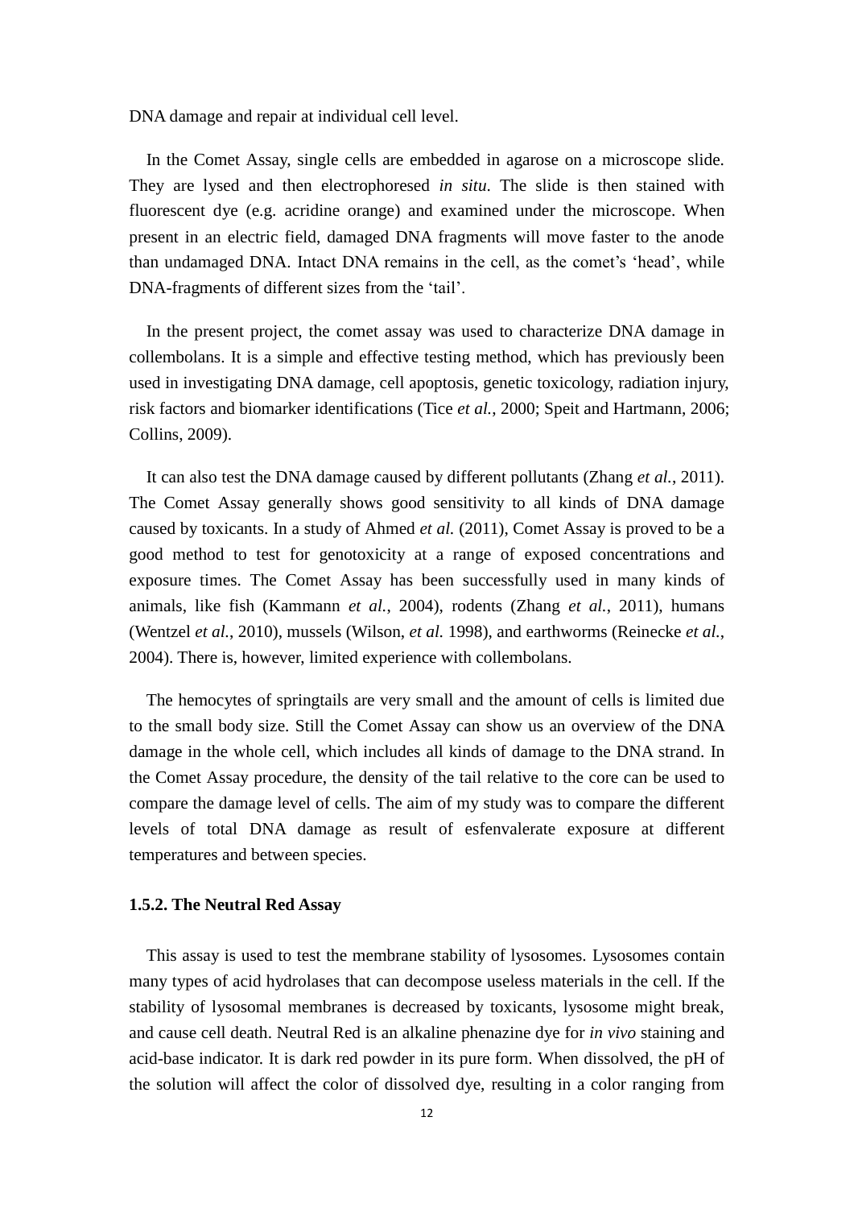DNA damage and repair at individual cell level.

In the Comet Assay, single cells are embedded in agarose on a microscope slide. They are lysed and then electrophoresed *in situ*. The slide is then stained with fluorescent dye (e.g. acridine orange) and examined under the microscope. When present in an electric field, damaged DNA fragments will move faster to the anode than undamaged DNA. Intact DNA remains in the cell, as the comet's 'head', while DNA-fragments of different sizes from the 'tail'.

In the present project, the comet assay was used to characterize DNA damage in collembolans. It is a simple and effective testing method, which has previously been used in investigating DNA damage, cell apoptosis, genetic toxicology, radiation injury, risk factors and biomarker identifications (Tice *et al.*, 2000; Speit and Hartmann, 2006; Collins, 2009).

It can also test the DNA damage caused by different pollutants (Zhang *et al.*, 2011). The Comet Assay generally shows good sensitivity to all kinds of DNA damage caused by toxicants. In a study of Ahmed *et al.* (2011), Comet Assay is proved to be a good method to test for genotoxicity at a range of exposed concentrations and exposure times. The Comet Assay has been successfully used in many kinds of animals, like fish (Kammann *et al.*, 2004), rodents (Zhang *et al.*, 2011), humans (Wentzel *et al.*, 2010), mussels (Wilson, *et al.* 1998), and earthworms (Reinecke *et al.*, 2004). There is, however, limited experience with collembolans.

The hemocytes of springtails are very small and the amount of cells is limited due to the small body size. Still the Comet Assay can show us an overview of the DNA damage in the whole cell, which includes all kinds of damage to the DNA strand. In the Comet Assay procedure, the density of the tail relative to the core can be used to compare the damage level of cells. The aim of my study was to compare the different levels of total DNA damage as result of esfenvalerate exposure at different temperatures and between species.

### 1.5.2. The Neutral Red Assay

This assay is used to test the membrane stability of lysosomes. Lysosomes contain many types of acid hydrolases that can decompose useless materials in the cell. If the stability of lysosomal membranes is decreased by toxicants, lysosome might break, and cause cell death. Neutral Red is an alkaline phenazine dye for *in vivo* staining and acid-base indicator. It is dark red powder in its pure form. When dissolved, the pH of the solution will affect the color of dissolved dye, resulting in a color ranging from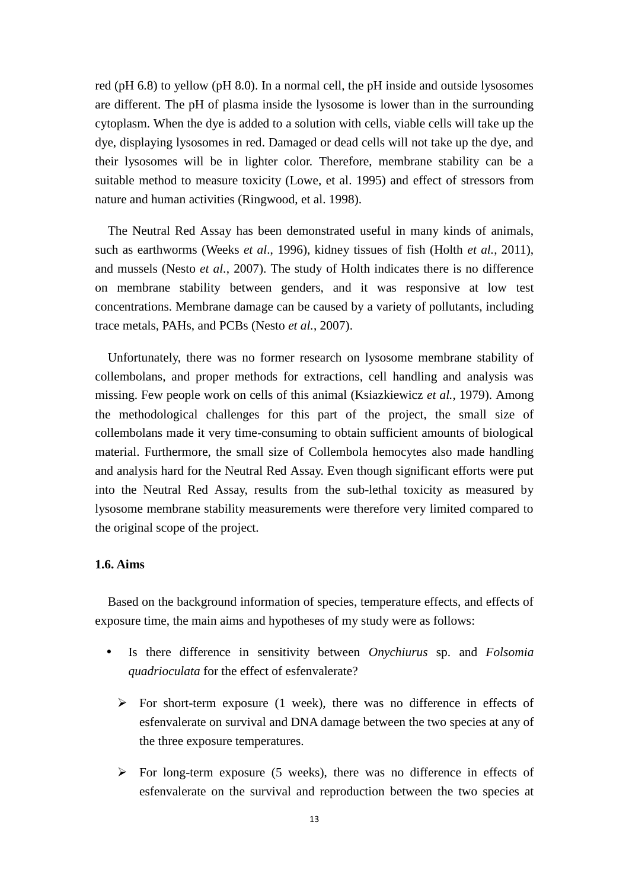red (pH 6.8) to yellow (pH 8.0). In a normal cell, the pH inside and outside lysosomes are different. The pH of plasma inside the lysosome is lower than in the surrounding cytoplasm. When the dye is added to a solution with cells, viable cells will take up the dye, displaying lysosomes in red. Damaged or dead cells will not take up the dye, and their lysosomes will be in lighter color. Therefore, membrane stability can be a suitable method to measure toxicity (Lowe, et al. 1995) and effect of stressors from nature and human activities (Ringwood, et al. 1998).

The Neutral Red Assay has been demonstrated useful in many kinds of animals, such as earthworms (Weeks *et al*., 1996), kidney tissues of fish (Holth *et al.*, 2011), and mussels (Nesto *et al.*, 2007). The study of Holth indicates there is no difference on membrane stability between genders, and it was responsive at low test concentrations. Membrane damage can be caused by a variety of pollutants, including trace metals, PAHs, and PCBs (Nesto *et al.*, 2007).

Unfortunately, there was no former research on lysosome membrane stability of collembolans, and proper methods for extractions, cell handling and analysis was missing. Few people work on cells of this animal (Ksiazkiewicz *et al.*, 1979). Among the methodological challenges for this part of the project, the small size of collembolans made it very time-consuming to obtain sufficient amounts of biological material. Furthermore, the small size of Collembola hemocytes also made handling and analysis hard for the Neutral Red Assay. Even though significant efforts were put into the Neutral Red Assay, results from the sub-lethal toxicity as measured by lysosome membrane stability measurements were therefore very limited compared to the original scope of the project.

### 1.6. Aims

Based on the background information of species, temperature effects, and effects of exposure time, the main aims and hypotheses of my study were as follows:

- Is there difference in sensitivity between *Onychiurus* sp. and *Folsomia quadrioculata* for the effect of esfenvalerate?
  - For short-term exposure (1 week), there was no difference in effects of esfenvalerate on survival and DNA damage between the two species at any of the three exposure temperatures.
  - For long-term exposure (5 weeks), there was no difference in effects of esfenvalerate on the survival and reproduction between the two species at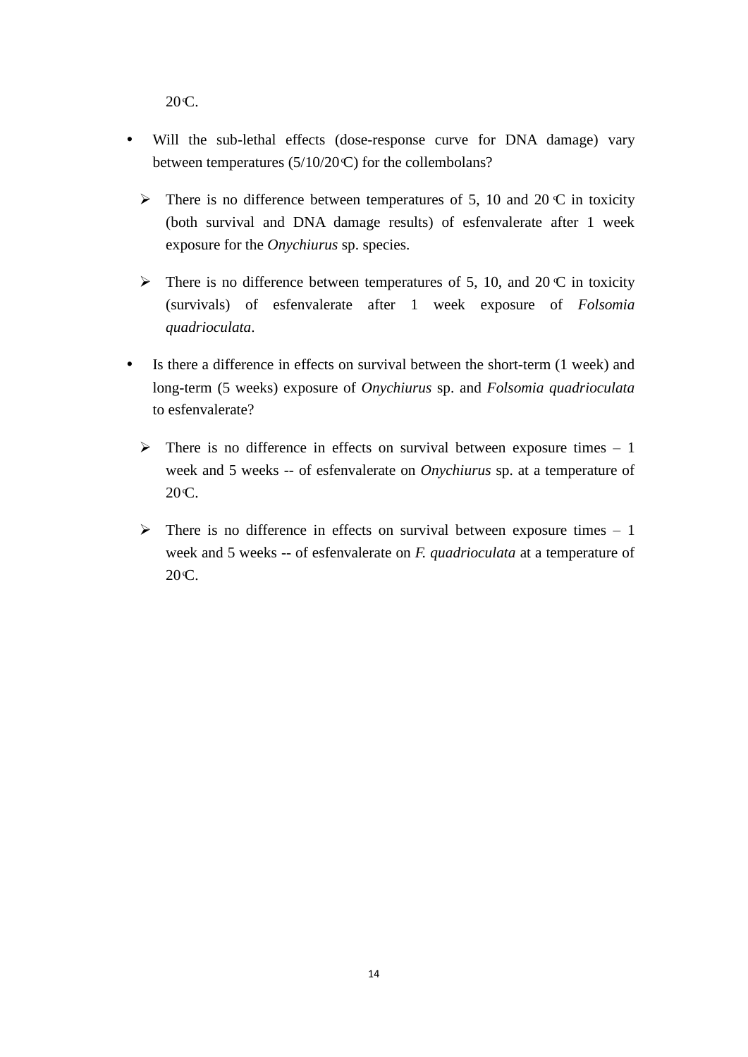20 °C.

- Will the sub-lethal effects (dose-response curve for DNA damage) vary between temperatures (5/10/20 °C) for the collembolans?
  - There is no difference between temperatures of 5, 10 and 20 °C in toxicity (both survival and DNA damage results) of esfenvalerate after 1 week exposure for the *Onychiurus* sp. species.
  - There is no difference between temperatures of 5, 10, and 20 °C in toxicity (survivals) of esfenvalerate after 1 week exposure of *Folsomia quadrioculata*.
- Is there a difference in effects on survival between the short-term (1 week) and long-term (5 weeks) exposure of *Onychiurus* sp. and *Folsomia quadrioculata* to esfenvalerate?
  - There is no difference in effects on survival between exposure times – 1 week and 5 weeks -- of esfenvalerate on *Onychiurus* sp. at a temperature of 20 °C.
  - There is no difference in effects on survival between exposure times – 1 week and 5 weeks -- of esfenvalerate on *F. quadrioculata* at a temperature of 20 °C.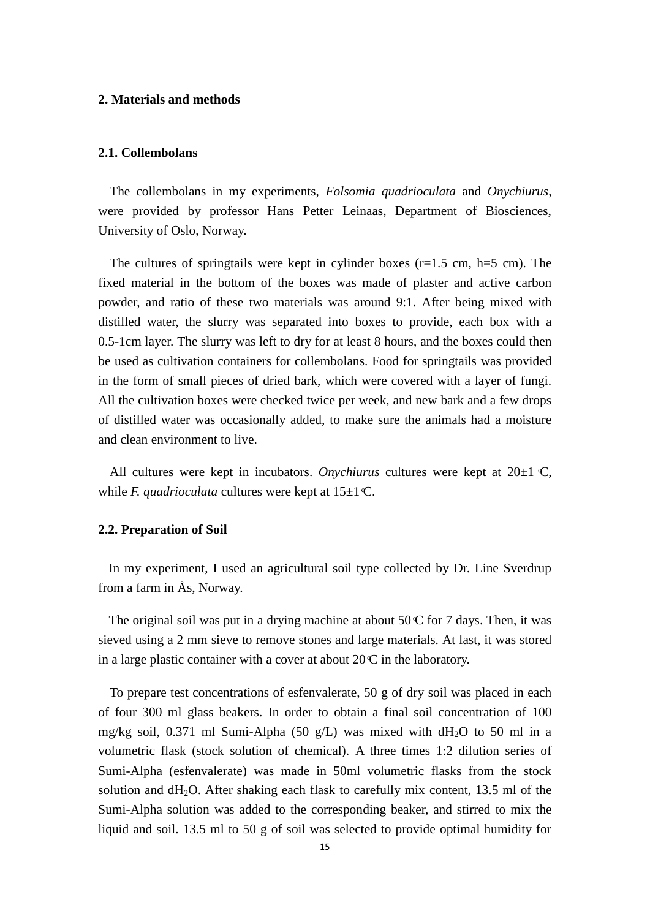## 2. Materials and methods

### 2.1. Collembolans

The collembolans in my experiments, *Folsomia quadrioculata* and *Onychiurus*, were provided by professor Hans Petter Leinaas, Department of Biosciences, University of Oslo, Norway.

The cultures of springtails were kept in cylinder boxes (r=1.5 cm, h=5 cm). The fixed material in the bottom of the boxes was made of plaster and active carbon powder, and ratio of these two materials was around 9:1. After being mixed with distilled water, the slurry was separated into boxes to provide, each box with a 0.5-1cm layer. The slurry was left to dry for at least 8 hours, and the boxes could then be used as cultivation containers for collembolans. Food for springtails was provided in the form of small pieces of dried bark, which were covered with a layer of fungi. All the cultivation boxes were checked twice per week, and new bark and a few drops of distilled water was occasionally added, to make sure the animals had a moisture and clean environment to live.

All cultures were kept in incubators. *Onychiurus* cultures were kept at 20±1 ℃, while *F. quadrioculata* cultures were kept at 15±1℃.

### 2.2. Preparation of Soil

In my experiment, I used an agricultural soil type collected by Dr. Line Sverdrup from a farm in Ås, Norway.

The original soil was put in a drying machine at about 50℃ for 7 days. Then, it was sieved using a 2 mm sieve to remove stones and large materials. At last, it was stored in a large plastic container with a cover at about 20℃ in the laboratory.

To prepare test concentrations of esfenvalerate, 50 g of dry soil was placed in each of four 300 ml glass beakers. In order to obtain a final soil concentration of 100 mg/kg soil, 0.371 ml Sumi-Alpha (50 g/L) was mixed with d$H_2O$ to 50 ml in a volumetric flask (stock solution of chemical). A three times 1:2 dilution series of Sumi-Alpha (esfenvalerate) was made in 50ml volumetric flasks from the stock solution and d$H_2O$. After shaking each flask to carefully mix content, 13.5 ml of the Sumi-Alpha solution was added to the corresponding beaker, and stirred to mix the liquid and soil. 13.5 ml to 50 g of soil was selected to provide optimal humidity for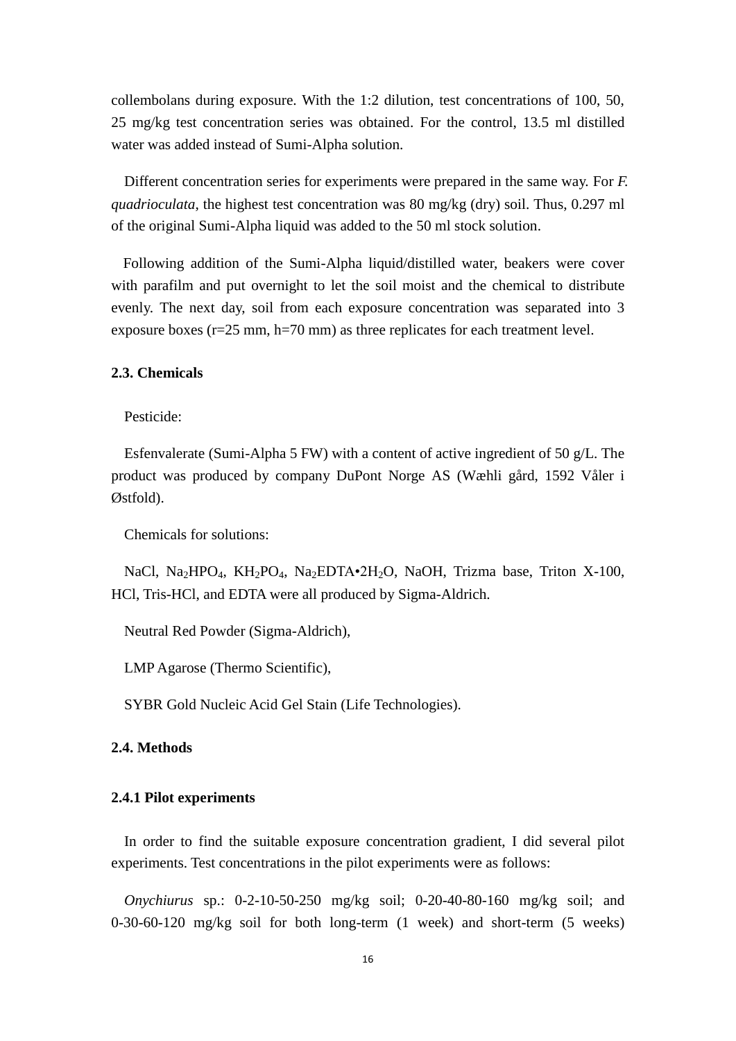collembolans during exposure. With the 1:2 dilution, test concentrations of 100, 50, 25 mg/kg test concentration series was obtained. For the control, 13.5 ml distilled water was added instead of Sumi-Alpha solution.

Different concentration series for experiments were prepared in the same way. For *F. quadrioculata*, the highest test concentration was 80 mg/kg (dry) soil. Thus, 0.297 ml of the original Sumi-Alpha liquid was added to the 50 ml stock solution.

Following addition of the Sumi-Alpha liquid/distilled water, beakers were cover with parafilm and put overnight to let the soil moist and the chemical to distribute evenly. The next day, soil from each exposure concentration was separated into 3 exposure boxes (r=25 mm, h=70 mm) as three replicates for each treatment level.

### 2.3. Chemicals

Pesticide:

Esfenvalerate (Sumi-Alpha 5 FW) with a content of active ingredient of 50 g/L. The product was produced by company DuPont Norge AS (Wæhli gård, 1592 Våler i Østfold).

Chemicals for solutions:

NaCl, $Na_2HPO_4$, $KH_2PO_4$, $Na_2EDTA \cdot 2H_2O$, NaOH, Trizma base, Triton X-100, HCl, Tris-HCl, and EDTA were all produced by Sigma-Aldrich.

Neutral Red Powder (Sigma-Aldrich),

LMP Agarose (Thermo Scientific),

SYBR Gold Nucleic Acid Gel Stain (Life Technologies).

### 2.4. Methods

#### 2.4.1 Pilot experiments

In order to find the suitable exposure concentration gradient, I did several pilot experiments. Test concentrations in the pilot experiments were as follows:

*Onychiurus* sp.: 0-2-10-50-250 mg/kg soil; 0-20-40-80-160 mg/kg soil; and 0-30-60-120 mg/kg soil for both long-term (1 week) and short-term (5 weeks)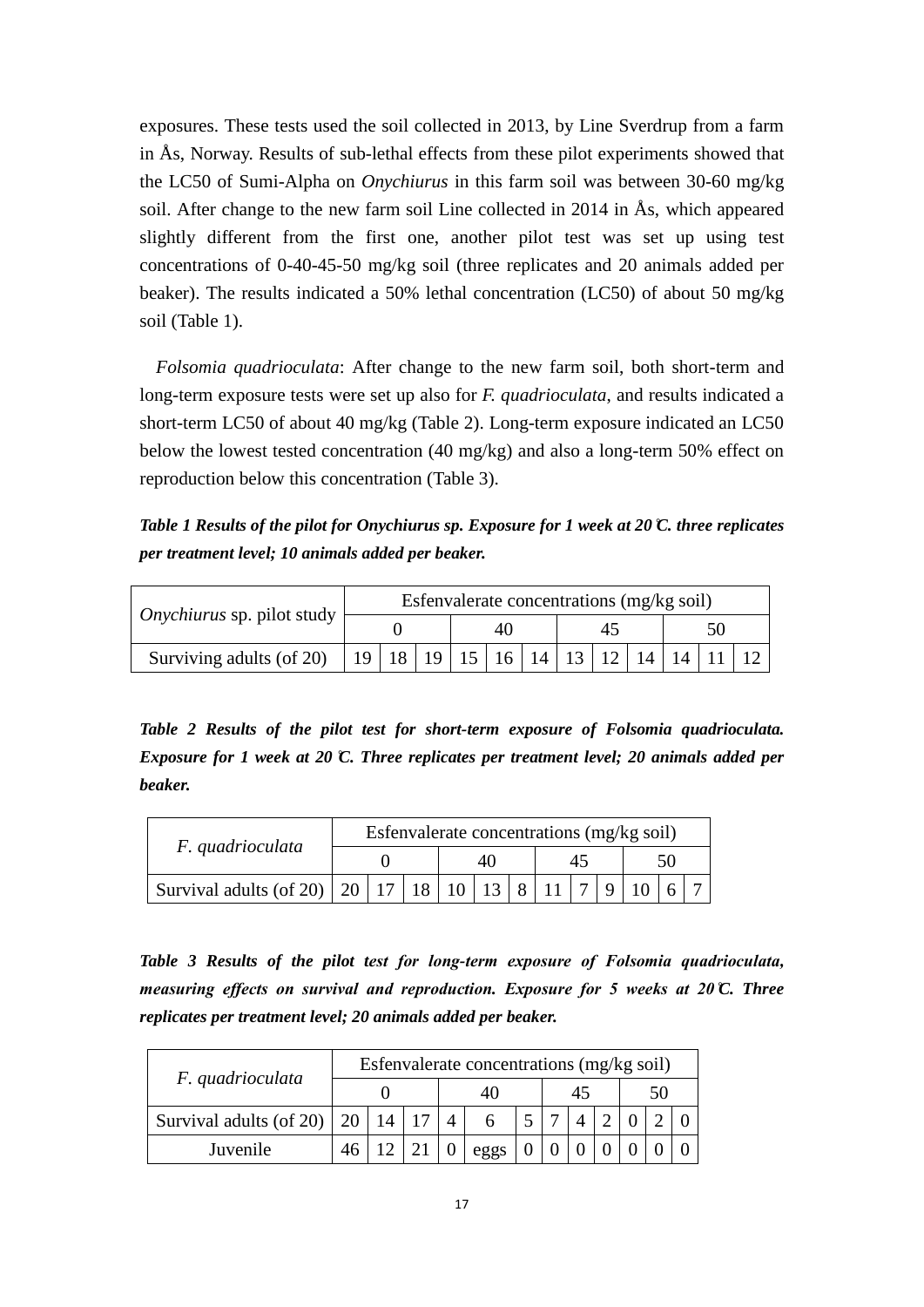exposures. These tests used the soil collected in 2013, by Line Sverdrup from a farm in Ås, Norway. Results of sub-lethal effects from these pilot experiments showed that the LC50 of Sumi-Alpha on *Onychiurus* in this farm soil was between 30-60 mg/kg soil. After change to the new farm soil Line collected in 2014 in Ås, which appeared slightly different from the first one, another pilot test was set up using test concentrations of 0-40-45-50 mg/kg soil (three replicates and 20 animals added per beaker). The results indicated a 50% lethal concentration (LC50) of about 50 mg/kg soil (Table 1).

*Folsomia quadrioculata*: After change to the new farm soil, both short-term and long-term exposure tests were set up also for *F. quadrioculata*, and results indicated a short-term LC50 of about 40 mg/kg (Table 2). Long-term exposure indicated an LC50 below the lowest tested concentration (40 mg/kg) and also a long-term 50% effect on reproduction below this concentration (Table 3).

***Table 1 Results of the pilot for Onychiurus sp. Exposure for 1 week at 20℃. three replicates per treatment level; 10 animals added per beaker.***

| *Onychiurus* sp. pilot study | Esfenvalerate concentrations (mg/kg soil) | | | | | | | | | | | |
|---|---|---|---|---|---|---|---|---|---|---|---|---|
| | 0 | | | 40 | | | 45 | | | 50 | | |
| Surviving adults (of 20) | 19 | 18 | 19 | 15 | 16 | 14 | 13 | 12 | 14 | 14 | 11 | 12 |

***Table 2 Results of the pilot test for short-term exposure of Folsomia quadrioculata. Exposure for 1 week at 20℃. Three replicates per treatment level; 20 animals added per beaker.***

| *F. quadrioculata* | Esfenvalerate concentrations (mg/kg soil) | | | | | | | | | | | |
|---|---|---|---|---|---|---|---|---|---|---|---|---|
| | 0 | | | 40 | | | 45 | | | 50 | | |
| Survival adults (of 20) | 20 | 17 | 18 | 10 | 13 | 8 | 11 | 7 | 9 | 10 | 6 | 7 |

***Table 3 Results of the pilot test for long-term exposure of Folsomia quadrioculata, measuring effects on survival and reproduction. Exposure for 5 weeks at 20℃. Three replicates per treatment level; 20 animals added per beaker.***

| *F. quadrioculata* | Esfenvalerate concentrations (mg/kg soil) | | | | | | | | | | | |
|---|---|---|---|---|---|---|---|---|---|---|---|---|
| | 0 | | | 40 | | | 45 | | | 50 | | |
| Survival adults (of 20) | 20 | 14 | 17 | 4 | 6 | 5 | 7 | 4 | 2 | 0 | 2 | 0 |
| Juvenile | 46 | 12 | 21 | 0 | eggs | 0 | 0 | 0 | 0 | 0 | 0 | 0 |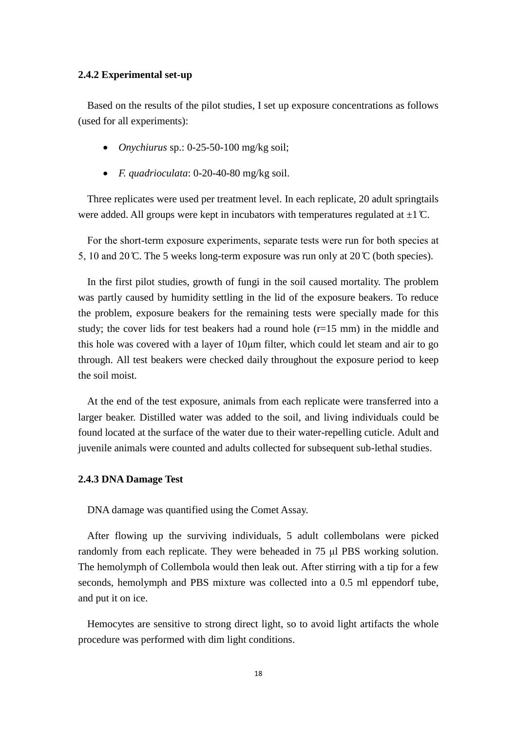### 2.4.2 Experimental set-up

Based on the results of the pilot studies, I set up exposure concentrations as follows (used for all experiments):

- *Onychiurus* sp.: 0-25-50-100 mg/kg soil;
- *F. quadrioculata*: 0-20-40-80 mg/kg soil.

Three replicates were used per treatment level. In each replicate, 20 adult springtails were added. All groups were kept in incubators with temperatures regulated at ±1℃.

For the short-term exposure experiments, separate tests were run for both species at 5, 10 and 20℃. The 5 weeks long-term exposure was run only at 20℃ (both species).

In the first pilot studies, growth of fungi in the soil caused mortality. The problem was partly caused by humidity settling in the lid of the exposure beakers. To reduce the problem, exposure beakers for the remaining tests were specially made for this study; the cover lids for test beakers had a round hole (r=15 mm) in the middle and this hole was covered with a layer of 10μm filter, which could let steam and air to go through. All test beakers were checked daily throughout the exposure period to keep the soil moist.

At the end of the test exposure, animals from each replicate were transferred into a larger beaker. Distilled water was added to the soil, and living individuals could be found located at the surface of the water due to their water-repelling cuticle. Adult and juvenile animals were counted and adults collected for subsequent sub-lethal studies.

### 2.4.3 DNA Damage Test

DNA damage was quantified using the Comet Assay.

After flowing up the surviving individuals, 5 adult collembolans were picked randomly from each replicate. They were beheaded in 75 μl PBS working solution. The hemolymph of Collembola would then leak out. After stirring with a tip for a few seconds, hemolymph and PBS mixture was collected into a 0.5 ml eppendorf tube, and put it on ice.

Hemocytes are sensitive to strong direct light, so to avoid light artifacts the whole procedure was performed with dim light conditions.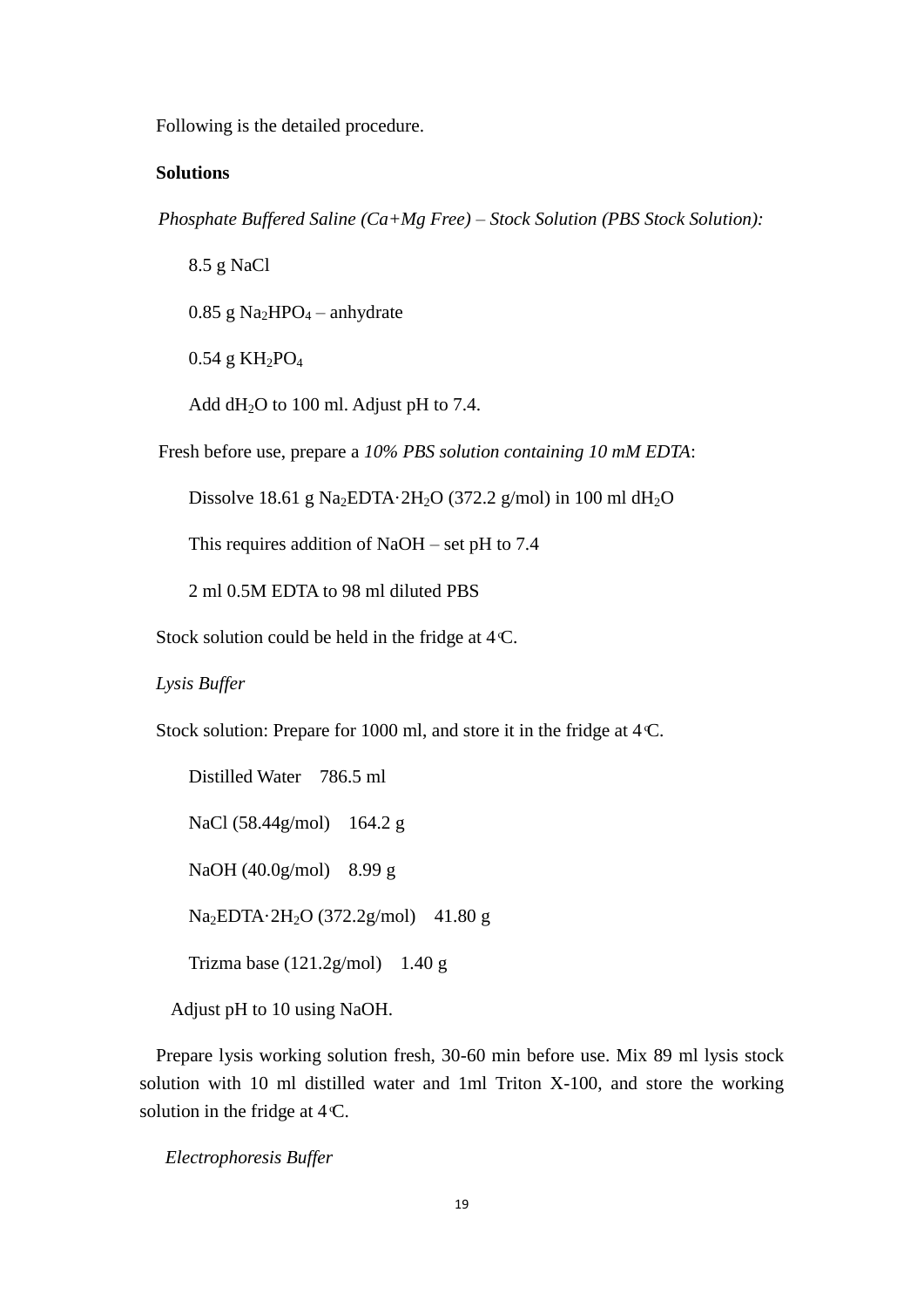Following is the detailed procedure.

**Solutions**

*Phosphate Buffered Saline (Ca+Mg Free) – Stock Solution (PBS Stock Solution):*

8.5 g NaCl

0.85 g $Na_2HPO_4$ – anhydrate

0.54 g $KH_2PO_4$

Add $dH_2O$ to 100 ml. Adjust pH to 7.4.

Fresh before use, prepare a *10% PBS solution containing 10 mM EDTA*:

Dissolve 18.61 g $Na_2EDTA \cdot 2H_2O$ (372.2 g/mol) in 100 ml $dH_2O$

This requires addition of NaOH – set pH to 7.4

2 ml 0.5M EDTA to 98 ml diluted PBS

Stock solution could be held in the fridge at 4°C.

*Lysis Buffer*

Stock solution: Prepare for 1000 ml, and store it in the fridge at 4°C.

Distilled Water 786.5 ml

NaCl (58.44g/mol) 164.2 g

NaOH (40.0g/mol) 8.99 g

$Na_2EDTA \cdot 2H_2O$ (372.2g/mol) 41.80 g

Trizma base (121.2g/mol) 1.40 g

Adjust pH to 10 using NaOH.

Prepare lysis working solution fresh, 30-60 min before use. Mix 89 ml lysis stock solution with 10 ml distilled water and 1ml Triton X-100, and store the working solution in the fridge at 4°C.

*Electrophoresis Buffer*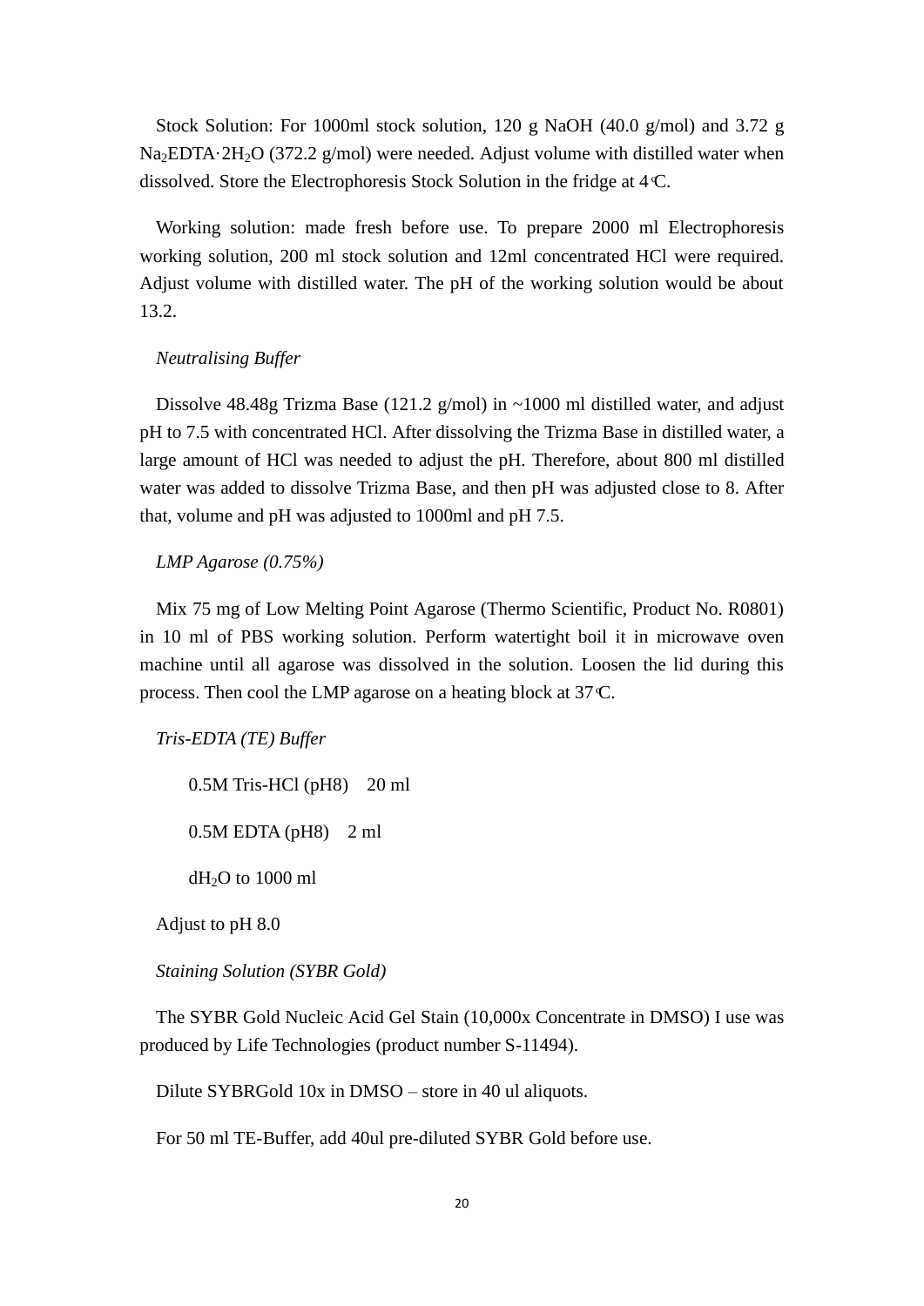Stock Solution: For 1000ml stock solution, 120 g NaOH (40.0 g/mol) and 3.72 g $Na_2EDTA·2H_2O$ (372.2 g/mol) were needed. Adjust volume with distilled water when dissolved. Store the Electrophoresis Stock Solution in the fridge at 4℃.

Working solution: made fresh before use. To prepare 2000 ml Electrophoresis working solution, 200 ml stock solution and 12ml concentrated HCl were required. Adjust volume with distilled water. The pH of the working solution would be about 13.2.

*Neutralising Buffer*

Dissolve 48.48g Trizma Base (121.2 g/mol) in ~1000 ml distilled water, and adjust pH to 7.5 with concentrated HCl. After dissolving the Trizma Base in distilled water, a large amount of HCl was needed to adjust the pH. Therefore, about 800 ml distilled water was added to dissolve Trizma Base, and then pH was adjusted close to 8. After that, volume and pH was adjusted to 1000ml and pH 7.5.

*LMP Agarose (0.75%)*

Mix 75 mg of Low Melting Point Agarose (Thermo Scientific, Product No. R0801) in 10 ml of PBS working solution. Perform watertight boil it in microwave oven machine until all agarose was dissolved in the solution. Loosen the lid during this process. Then cool the LMP agarose on a heating block at 37℃.

*Tris-EDTA (TE) Buffer*

0.5M Tris-HCl (pH8)  20 ml

0.5M EDTA (pH8)  2 ml

$dH_2O$ to 1000 ml

Adjust to pH 8.0

*Staining Solution (SYBR Gold)*

The SYBR Gold Nucleic Acid Gel Stain (10,000x Concentrate in DMSO) I use was produced by Life Technologies (product number S-11494).

Dilute SYBRGold 10x in DMSO – store in 40 ul aliquots.

For 50 ml TE-Buffer, add 40ul pre-diluted SYBR Gold before use.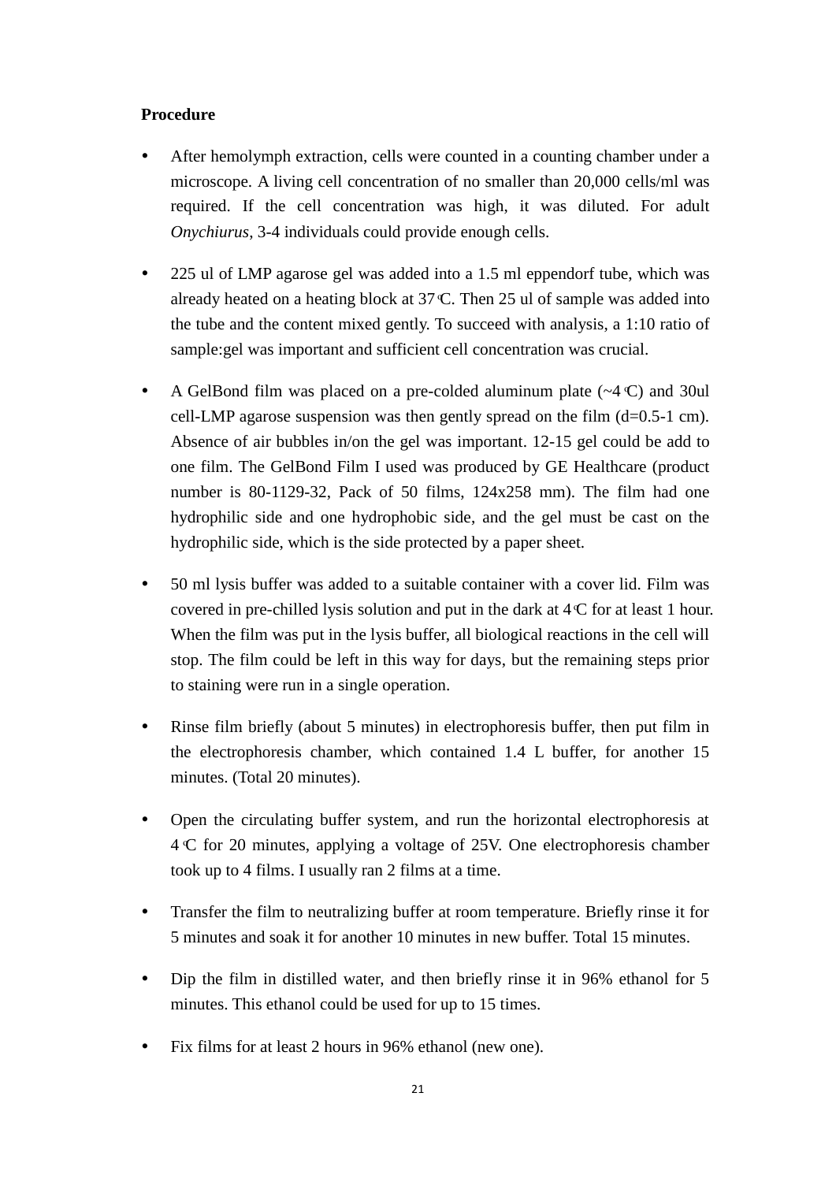**Procedure**

- After hemolymph extraction, cells were counted in a counting chamber under a microscope. A living cell concentration of no smaller than 20,000 cells/ml was required. If the cell concentration was high, it was diluted. For adult *Onychiurus*, 3-4 individuals could provide enough cells.

- 225 ul of LMP agarose gel was added into a 1.5 ml eppendorf tube, which was already heated on a heating block at 37℃. Then 25 ul of sample was added into the tube and the content mixed gently. To succeed with analysis, a 1:10 ratio of sample:gel was important and sufficient cell concentration was crucial.

- A GelBond film was placed on a pre-colded aluminum plate (~4℃) and 30ul cell-LMP agarose suspension was then gently spread on the film (d=0.5-1 cm). Absence of air bubbles in/on the gel was important. 12-15 gel could be add to one film. The GelBond Film I used was produced by GE Healthcare (product number is 80-1129-32, Pack of 50 films, 124x258 mm). The film had one hydrophilic side and one hydrophobic side, and the gel must be cast on the hydrophilic side, which is the side protected by a paper sheet.

- 50 ml lysis buffer was added to a suitable container with a cover lid. Film was covered in pre-chilled lysis solution and put in the dark at 4℃ for at least 1 hour. When the film was put in the lysis buffer, all biological reactions in the cell will stop. The film could be left in this way for days, but the remaining steps prior to staining were run in a single operation.

- Rinse film briefly (about 5 minutes) in electrophoresis buffer, then put film in the electrophoresis chamber, which contained 1.4 L buffer, for another 15 minutes. (Total 20 minutes).

- Open the circulating buffer system, and run the horizontal electrophoresis at 4℃ for 20 minutes, applying a voltage of 25V. One electrophoresis chamber took up to 4 films. I usually ran 2 films at a time.

- Transfer the film to neutralizing buffer at room temperature. Briefly rinse it for 5 minutes and soak it for another 10 minutes in new buffer. Total 15 minutes.

- Dip the film in distilled water, and then briefly rinse it in 96% ethanol for 5 minutes. This ethanol could be used for up to 15 times.

- Fix films for at least 2 hours in 96% ethanol (new one).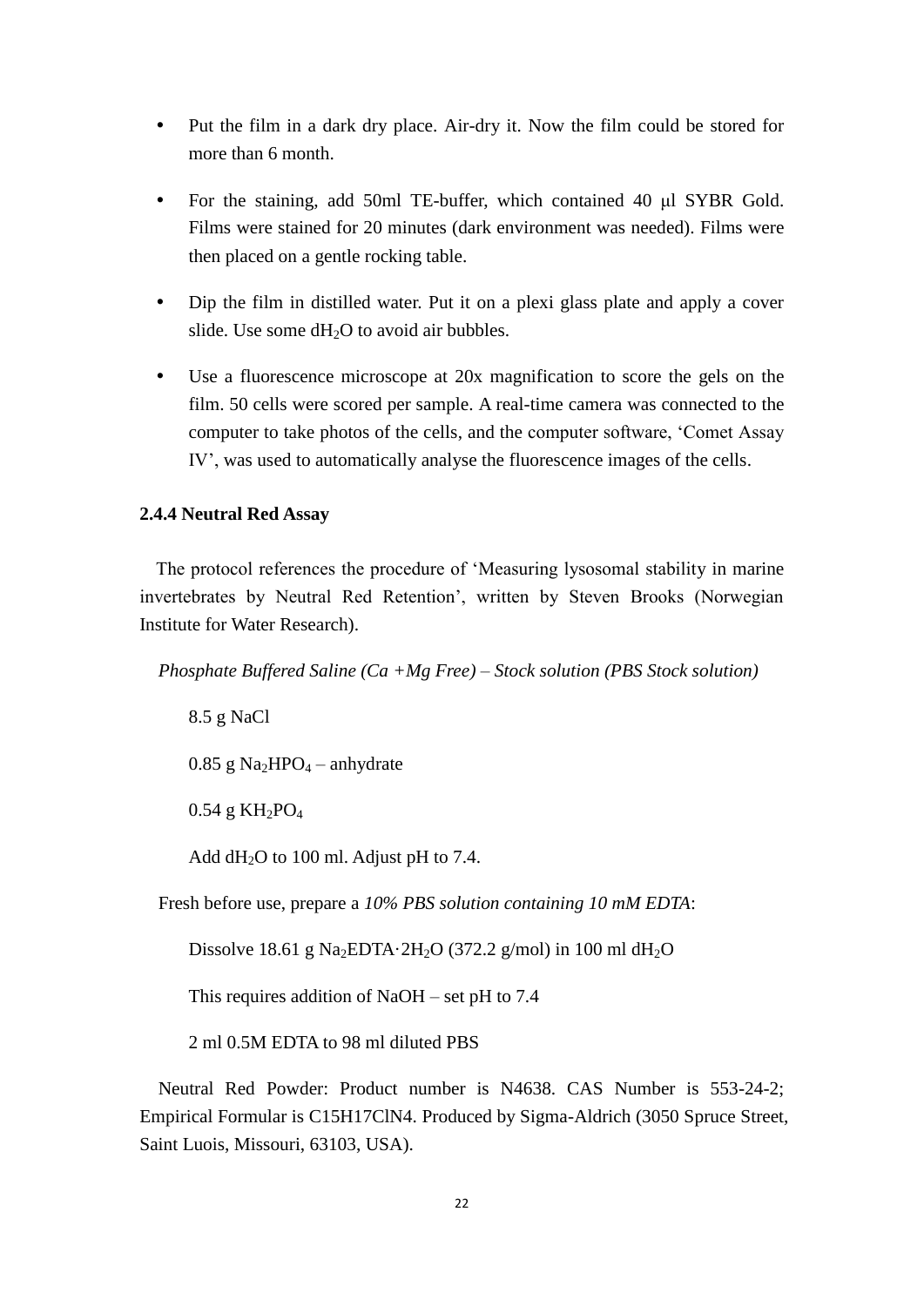- Put the film in a dark dry place. Air-dry it. Now the film could be stored for more than 6 month.
- For the staining, add 50ml TE-buffer, which contained 40 μl SYBR Gold. Films were stained for 20 minutes (dark environment was needed). Films were then placed on a gentle rocking table.
- Dip the film in distilled water. Put it on a plexi glass plate and apply a cover slide. Use some $dH_2O$ to avoid air bubbles.
- Use a fluorescence microscope at 20x magnification to score the gels on the film. 50 cells were scored per sample. A real-time camera was connected to the computer to take photos of the cells, and the computer software, 'Comet Assay IV', was used to automatically analyse the fluorescence images of the cells.

### 2.4.4 Neutral Red Assay

The protocol references the procedure of 'Measuring lysosomal stability in marine invertebrates by Neutral Red Retention', written by Steven Brooks (Norwegian Institute for Water Research).

*Phosphate Buffered Saline (Ca +Mg Free) – Stock solution (PBS Stock solution)*

8.5 g NaCl

0.85 g $Na_2HPO_4$ – anhydrate

0.54 g $KH_2PO_4$

Add $dH_2O$ to 100 ml. Adjust pH to 7.4.

Fresh before use, prepare a *10% PBS solution containing 10 mM EDTA*:

Dissolve 18.61 g $Na_2EDTA \cdot 2H_2O$ (372.2 g/mol) in 100 ml $dH_2O$

This requires addition of NaOH – set pH to 7.4

2 ml 0.5M EDTA to 98 ml diluted PBS

Neutral Red Powder: Product number is N4638. CAS Number is 553-24-2; Empirical Formular is C15H17ClN4. Produced by Sigma-Aldrich (3050 Spruce Street, Saint Luois, Missouri, 63103, USA).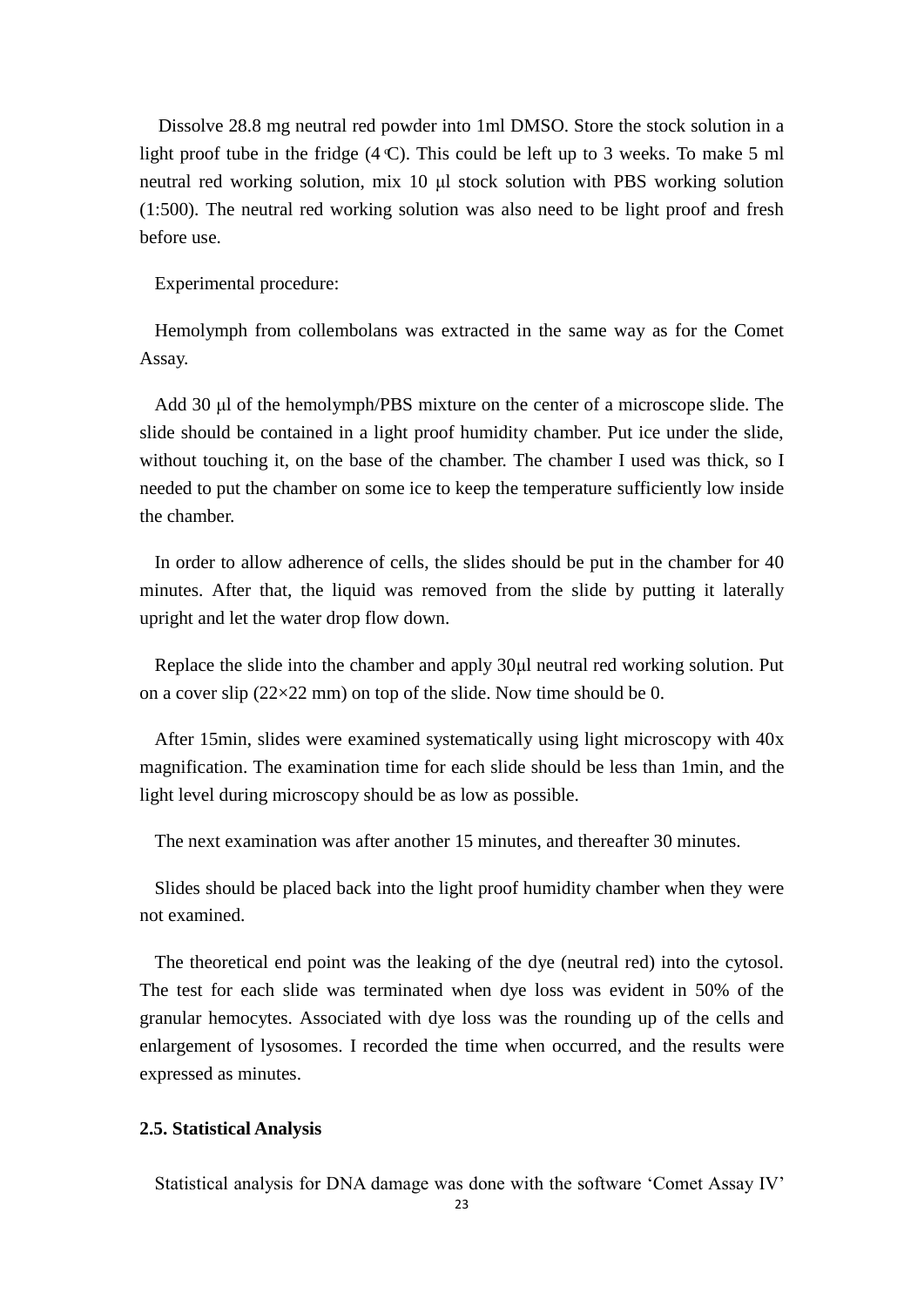Dissolve 28.8 mg neutral red powder into 1ml DMSO. Store the stock solution in a light proof tube in the fridge (4 ℃). This could be left up to 3 weeks. To make 5 ml neutral red working solution, mix 10 μl stock solution with PBS working solution (1:500). The neutral red working solution was also need to be light proof and fresh before use.

Experimental procedure:

Hemolymph from collembolans was extracted in the same way as for the Comet Assay.

Add 30 μl of the hemolymph/PBS mixture on the center of a microscope slide. The slide should be contained in a light proof humidity chamber. Put ice under the slide, without touching it, on the base of the chamber. The chamber I used was thick, so I needed to put the chamber on some ice to keep the temperature sufficiently low inside the chamber.

In order to allow adherence of cells, the slides should be put in the chamber for 40 minutes. After that, the liquid was removed from the slide by putting it laterally upright and let the water drop flow down.

Replace the slide into the chamber and apply 30μl neutral red working solution. Put on a cover slip (22×22 mm) on top of the slide. Now time should be 0.

After 15min, slides were examined systematically using light microscopy with 40x magnification. The examination time for each slide should be less than 1min, and the light level during microscopy should be as low as possible.

The next examination was after another 15 minutes, and thereafter 30 minutes.

Slides should be placed back into the light proof humidity chamber when they were not examined.

The theoretical end point was the leaking of the dye (neutral red) into the cytosol. The test for each slide was terminated when dye loss was evident in 50% of the granular hemocytes. Associated with dye loss was the rounding up of the cells and enlargement of lysosomes. I recorded the time when occurred, and the results were expressed as minutes.

### 2.5. Statistical Analysis

Statistical analysis for DNA damage was done with the software 'Comet Assay IV'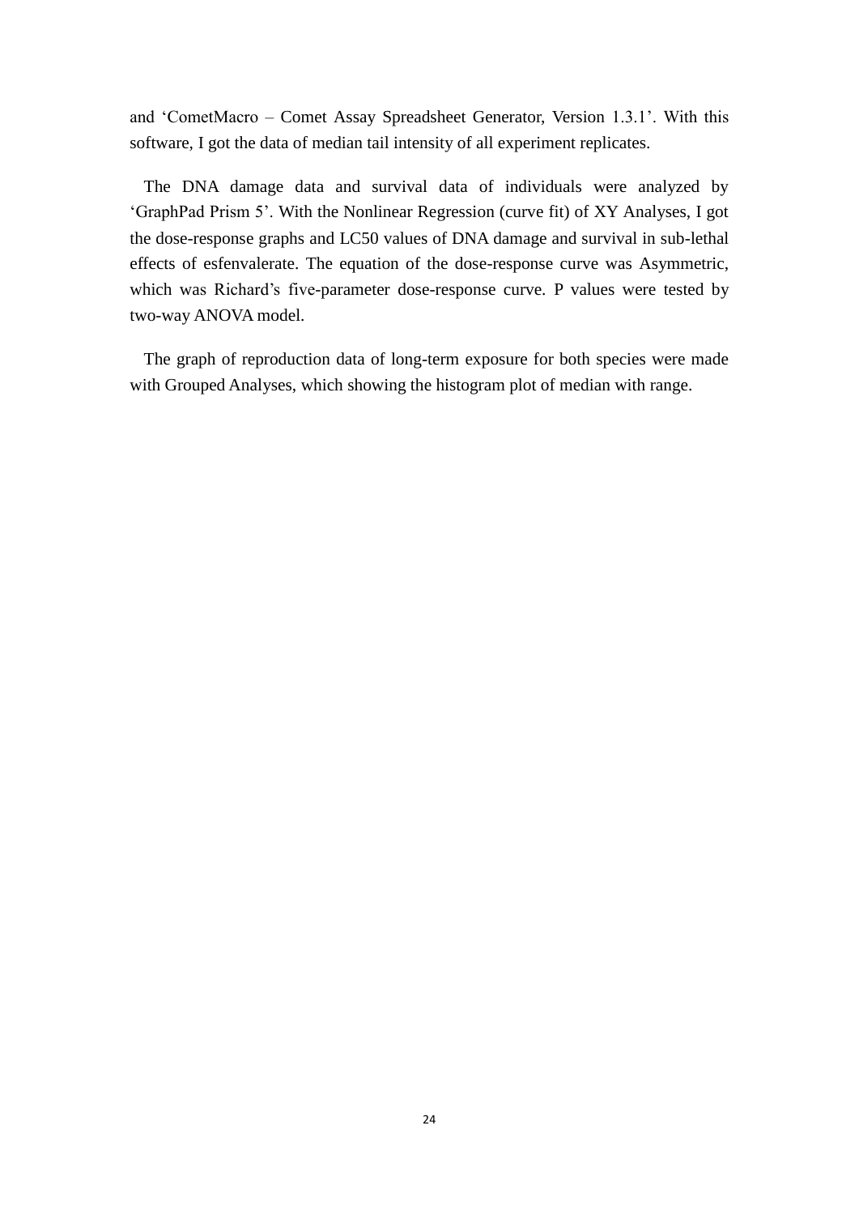and ‘CometMacro – Comet Assay Spreadsheet Generator, Version 1.3.1’. With this software, I got the data of median tail intensity of all experiment replicates.

The DNA damage data and survival data of individuals were analyzed by ‘GraphPad Prism 5’. With the Nonlinear Regression (curve fit) of XY Analyses, I got the dose-response graphs and LC50 values of DNA damage and survival in sub-lethal effects of esfenvalerate. The equation of the dose-response curve was Asymmetric, which was Richard’s five-parameter dose-response curve. P values were tested by two-way ANOVA model.

The graph of reproduction data of long-term exposure for both species were made with Grouped Analyses, which showing the histogram plot of median with range.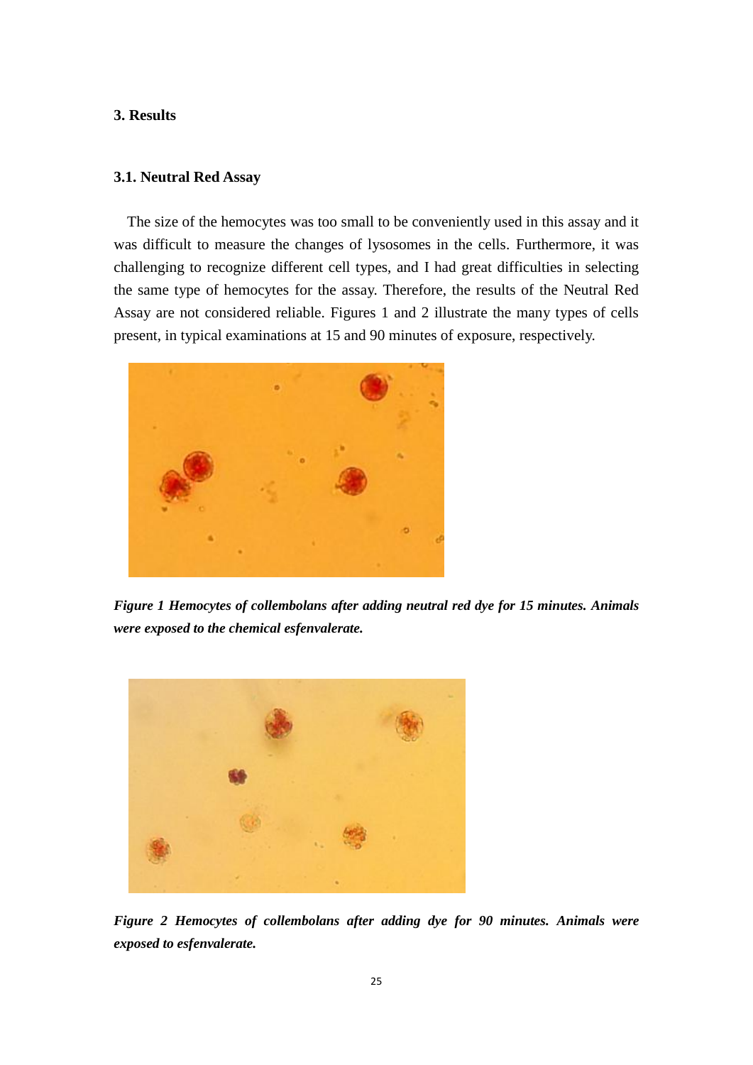## 3. Results

### 3.1. Neutral Red Assay

The size of the hemocytes was too small to be conveniently used in this assay and it was difficult to measure the changes of lysosomes in the cells. Furthermore, it was challenging to recognize different cell types, and I had great difficulties in selecting the same type of hemocytes for the assay. Therefore, the results of the Neutral Red Assay are not considered reliable. Figures 1 and 2 illustrate the many types of cells present, in typical examinations at 15 and 90 minutes of exposure, respectively.

***Figure 1 Hemocytes of collembolans after adding neutral red dye for 15 minutes. Animals were exposed to the chemical esfenvalerate.***

***Figure 2 Hemocytes of collembolans after adding dye for 90 minutes. Animals were exposed to esfenvalerate.***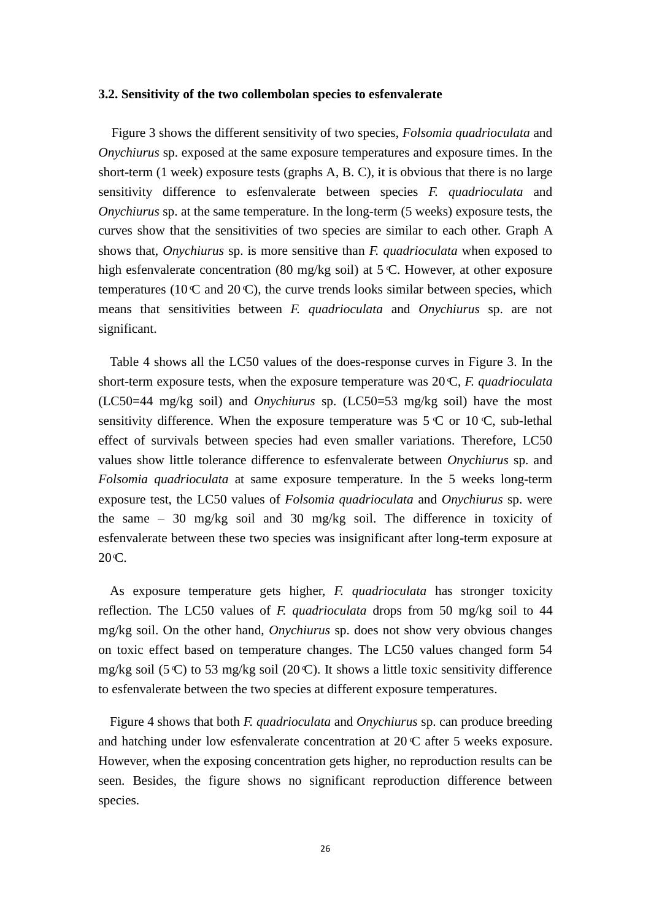### 3.2. Sensitivity of the two collembolan species to esfenvalerate

Figure 3 shows the different sensitivity of two species, *Folsomia quadrioculata* and *Onychiurus* sp. exposed at the same exposure temperatures and exposure times. In the short-term (1 week) exposure tests (graphs A, B. C), it is obvious that there is no large sensitivity difference to esfenvalerate between species *F. quadrioculata* and *Onychiurus* sp. at the same temperature. In the long-term (5 weeks) exposure tests, the curves show that the sensitivities of two species are similar to each other. Graph A shows that, *Onychiurus* sp. is more sensitive than *F. quadrioculata* when exposed to high esfenvalerate concentration (80 mg/kg soil) at 5 ℃. However, at other exposure temperatures (10 ℃ and 20 ℃), the curve trends looks similar between species, which means that sensitivities between *F. quadrioculata* and *Onychiurus* sp. are not significant.

Table 4 shows all the LC50 values of the does-response curves in Figure 3. In the short-term exposure tests, when the exposure temperature was 20 ℃, *F. quadrioculata* (LC50=44 mg/kg soil) and *Onychiurus* sp. (LC50=53 mg/kg soil) have the most sensitivity difference. When the exposure temperature was 5 ℃ or 10 ℃, sub-lethal effect of survivals between species had even smaller variations. Therefore, LC50 values show little tolerance difference to esfenvalerate between *Onychiurus* sp. and *Folsomia quadrioculata* at same exposure temperature. In the 5 weeks long-term exposure test, the LC50 values of *Folsomia quadrioculata* and *Onychiurus* sp. were the same – 30 mg/kg soil and 30 mg/kg soil. The difference in toxicity of esfenvalerate between these two species was insignificant after long-term exposure at 20 ℃.

As exposure temperature gets higher, *F. quadrioculata* has stronger toxicity reflection. The LC50 values of *F. quadrioculata* drops from 50 mg/kg soil to 44 mg/kg soil. On the other hand, *Onychiurus* sp. does not show very obvious changes on toxic effect based on temperature changes. The LC50 values changed form 54 mg/kg soil (5 ℃) to 53 mg/kg soil (20 ℃). It shows a little toxic sensitivity difference to esfenvalerate between the two species at different exposure temperatures.

Figure 4 shows that both *F. quadrioculata* and *Onychiurus* sp. can produce breeding and hatching under low esfenvalerate concentration at 20 ℃ after 5 weeks exposure. However, when the exposing concentration gets higher, no reproduction results can be seen. Besides, the figure shows no significant reproduction difference between species.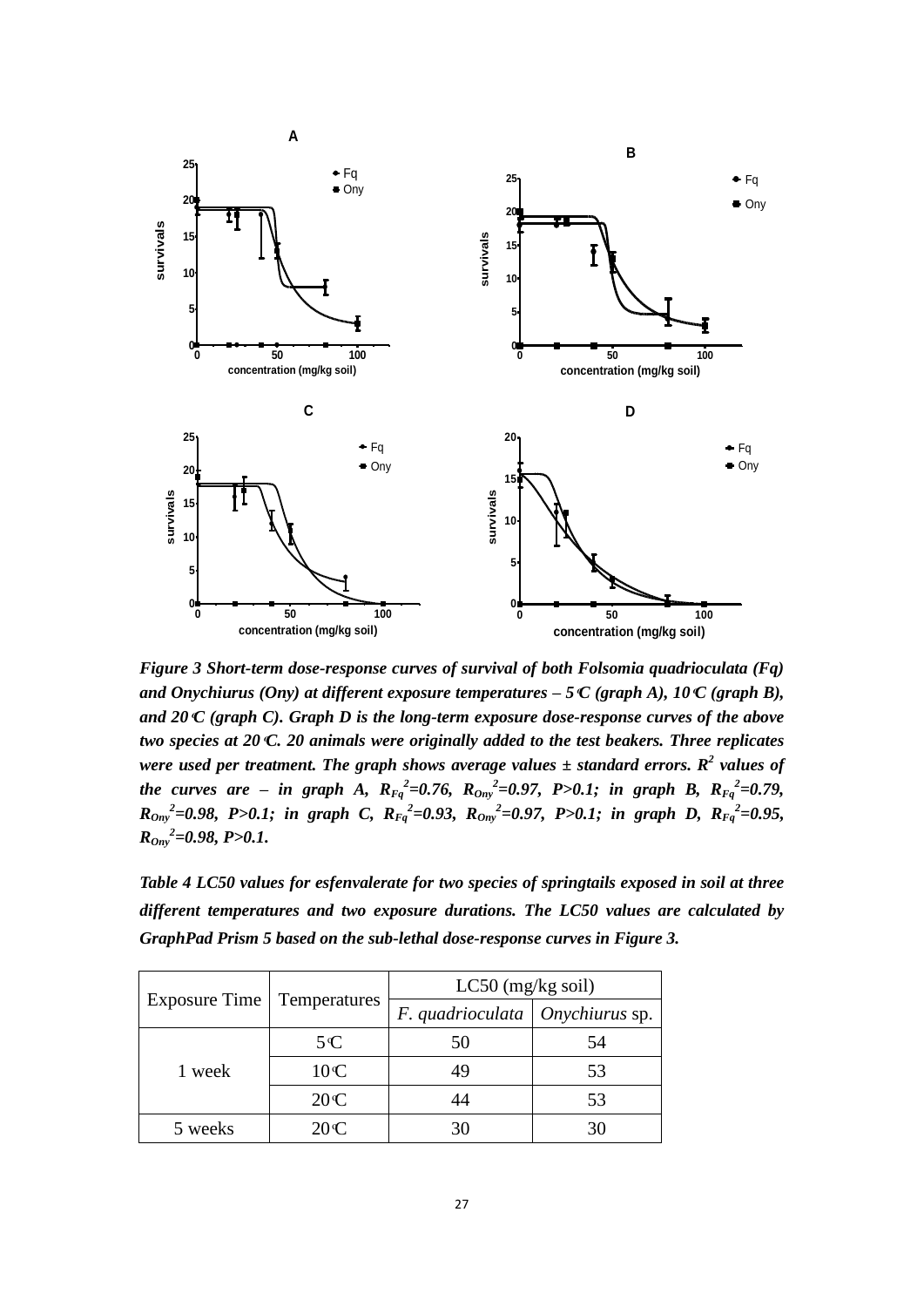*Figure 3 Short-term dose-response curves of survival of both Folsomia quadrioculata (Fq) and Onychiurus (Ony) at different exposure temperatures – 5°C (graph A), 10°C (graph B), and 20°C (graph C). Graph D is the long-term exposure dose-response curves of the above two species at 20°C. 20 animals were originally added to the test beakers. Three replicates were used per treatment. The graph shows average values ± standard errors. $R^2$ values of the curves are – in graph A, $R_{Fq}^2$=0.76, $R_{Ony}^2$=0.97, P>0.1; in graph B, $R_{Fq}^2$=0.79, $R_{Ony}^2$=0.98, P>0.1; in graph C, $R_{Fq}^2$=0.93, $R_{Ony}^2$=0.97, P>0.1; in graph D, $R_{Fq}^2$=0.95, $R_{Ony}^2$=0.98, P>0.1.*

***Table 4 LC50 values for esfenvalerate for two species of springtails exposed in soil at three different temperatures and two exposure durations. The LC50 values are calculated by GraphPad Prism 5 based on the sub-lethal dose-response curves in Figure 3.***

| Exposure Time | Temperatures | LC50 (mg/kg soil) | |
|---|---|---|---|
| | | *F. quadrioculata* | *Onychiurus* sp. |
| 1 week | 5°C | 50 | 54 |
| | 10°C | 49 | 53 |
| | 20°C | 44 | 53 |
| 5 weeks | 20°C | 30 | 30 |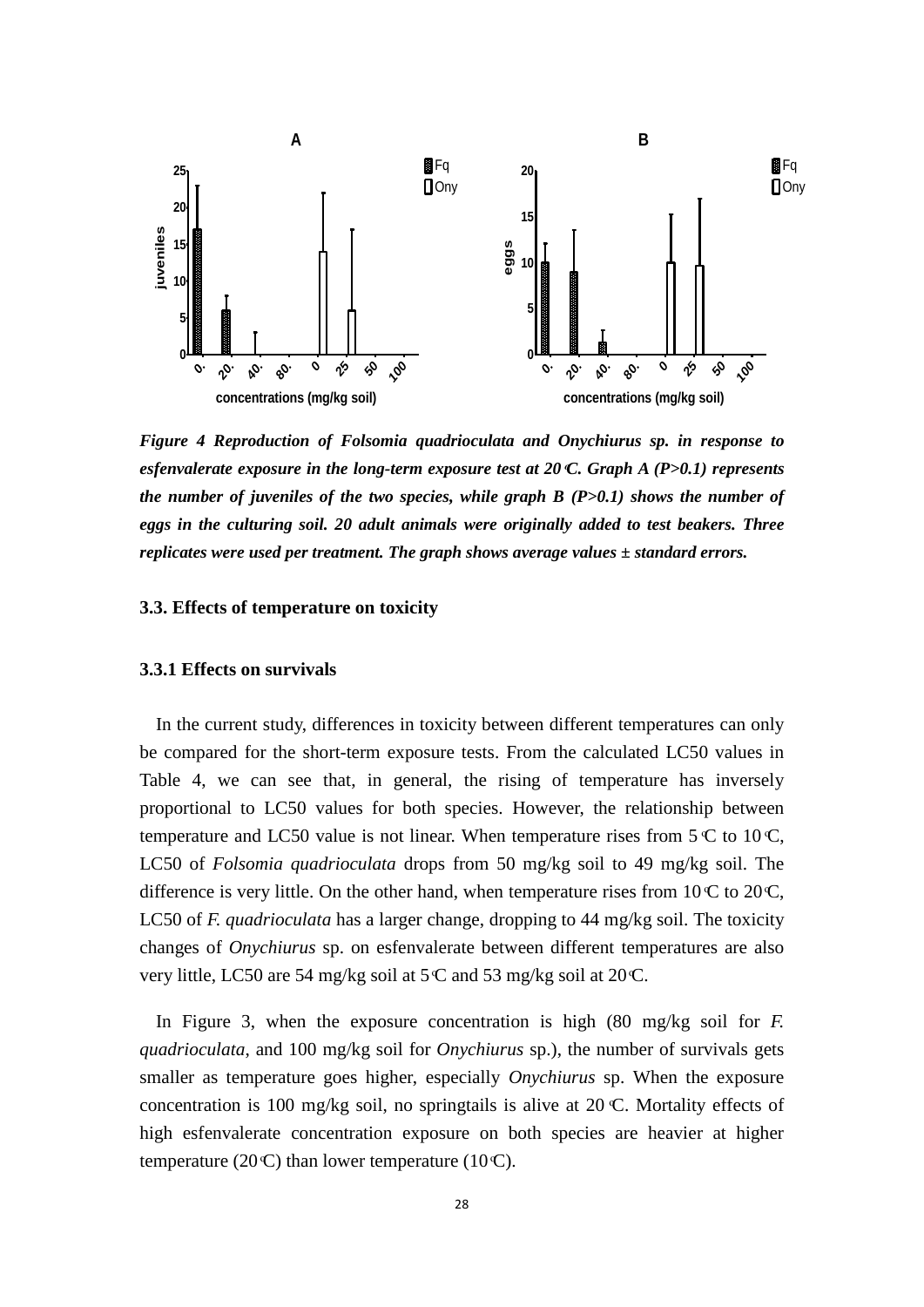*Figure 4 Reproduction of Folsomia quadrioculata and Onychiurus sp. in response to esfenvalerate exposure in the long-term exposure test at 20℃. Graph A (P>0.1) represents the number of juveniles of the two species, while graph B (P>0.1) shows the number of eggs in the culturing soil. 20 adult animals were originally added to test beakers. Three replicates were used per treatment. The graph shows average values ± standard errors.*

### 3.3. Effects of temperature on toxicity

#### 3.3.1 Effects on survivals

In the current study, differences in toxicity between different temperatures can only be compared for the short-term exposure tests. From the calculated LC50 values in Table 4, we can see that, in general, the rising of temperature has inversely proportional to LC50 values for both species. However, the relationship between temperature and LC50 value is not linear. When temperature rises from 5℃ to 10℃, LC50 of *Folsomia quadrioculata* drops from 50 mg/kg soil to 49 mg/kg soil. The difference is very little. On the other hand, when temperature rises from 10℃ to 20℃, LC50 of *F. quadrioculata* has a larger change, dropping to 44 mg/kg soil. The toxicity changes of *Onychiurus* sp. on esfenvalerate between different temperatures are also very little, LC50 are 54 mg/kg soil at 5℃ and 53 mg/kg soil at 20℃.

In Figure 3, when the exposure concentration is high (80 mg/kg soil for *F. quadrioculata*, and 100 mg/kg soil for *Onychiurus* sp.), the number of survivals gets smaller as temperature goes higher, especially *Onychiurus* sp. When the exposure concentration is 100 mg/kg soil, no springtails is alive at 20℃. Mortality effects of high esfenvalerate concentration exposure on both species are heavier at higher temperature (20℃) than lower temperature (10℃).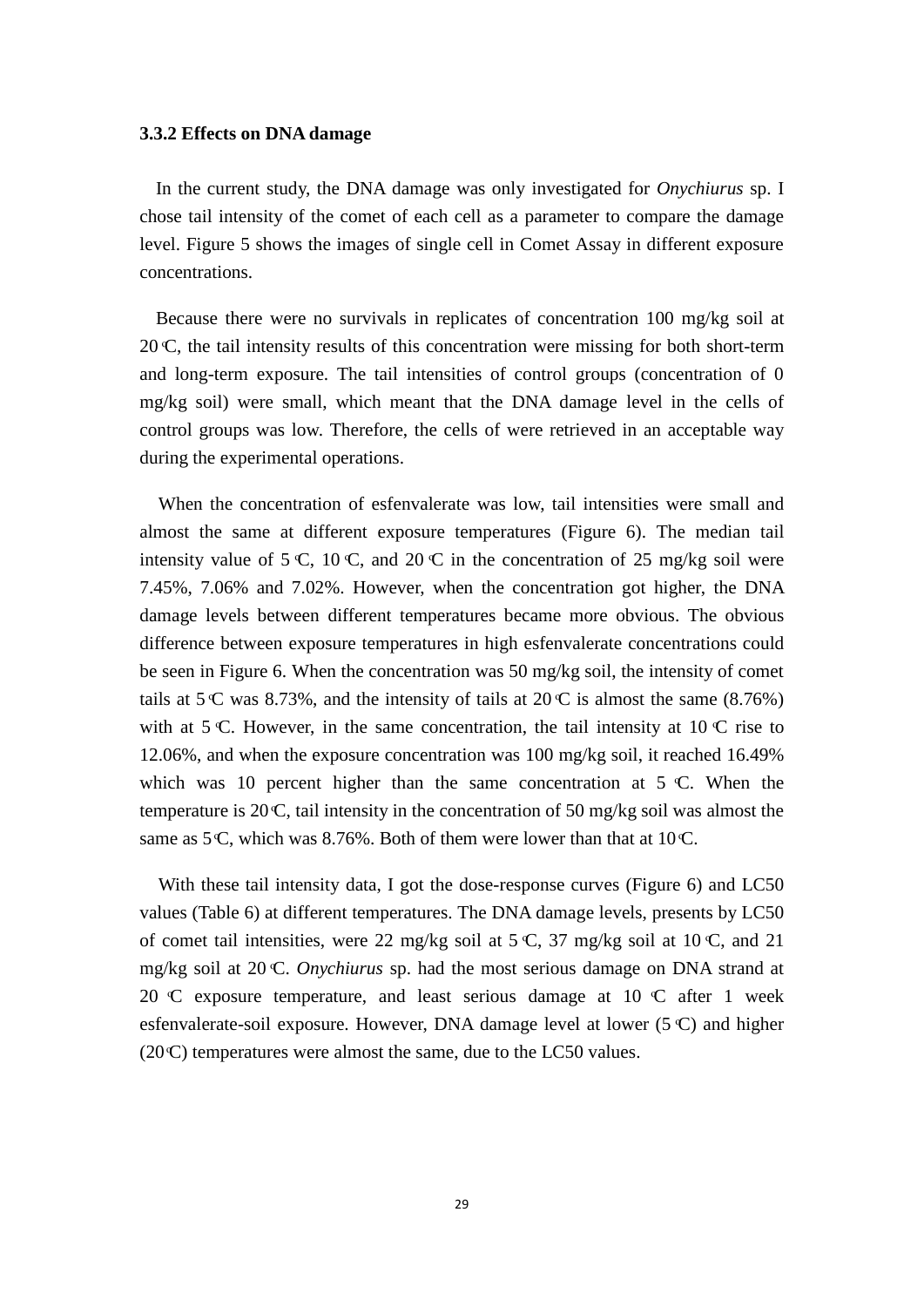### 3.3.2 Effects on DNA damage

In the current study, the DNA damage was only investigated for *Onychiurus* sp. I chose tail intensity of the comet of each cell as a parameter to compare the damage level. Figure 5 shows the images of single cell in Comet Assay in different exposure concentrations.

Because there were no survivals in replicates of concentration 100 mg/kg soil at 20 ℃, the tail intensity results of this concentration were missing for both short-term and long-term exposure. The tail intensities of control groups (concentration of 0 mg/kg soil) were small, which meant that the DNA damage level in the cells of control groups was low. Therefore, the cells of were retrieved in an acceptable way during the experimental operations.

When the concentration of esfenvalerate was low, tail intensities were small and almost the same at different exposure temperatures (Figure 6). The median tail intensity value of 5 ℃, 10 ℃, and 20 ℃ in the concentration of 25 mg/kg soil were 7.45%, 7.06% and 7.02%. However, when the concentration got higher, the DNA damage levels between different temperatures became more obvious. The obvious difference between exposure temperatures in high esfenvalerate concentrations could be seen in Figure 6. When the concentration was 50 mg/kg soil, the intensity of comet tails at 5 ℃ was 8.73%, and the intensity of tails at 20 ℃ is almost the same (8.76%) with at 5 ℃. However, in the same concentration, the tail intensity at 10 ℃ rise to 12.06%, and when the exposure concentration was 100 mg/kg soil, it reached 16.49% which was 10 percent higher than the same concentration at 5 ℃. When the temperature is 20 ℃, tail intensity in the concentration of 50 mg/kg soil was almost the same as 5 ℃, which was 8.76%. Both of them were lower than that at 10 ℃.

With these tail intensity data, I got the dose-response curves (Figure 6) and LC50 values (Table 6) at different temperatures. The DNA damage levels, presents by LC50 of comet tail intensities, were 22 mg/kg soil at 5 ℃, 37 mg/kg soil at 10 ℃, and 21 mg/kg soil at 20 ℃. *Onychiurus* sp. had the most serious damage on DNA strand at 20 ℃ exposure temperature, and least serious damage at 10 ℃ after 1 week esfenvalerate-soil exposure. However, DNA damage level at lower (5 ℃) and higher (20 ℃) temperatures were almost the same, due to the LC50 values.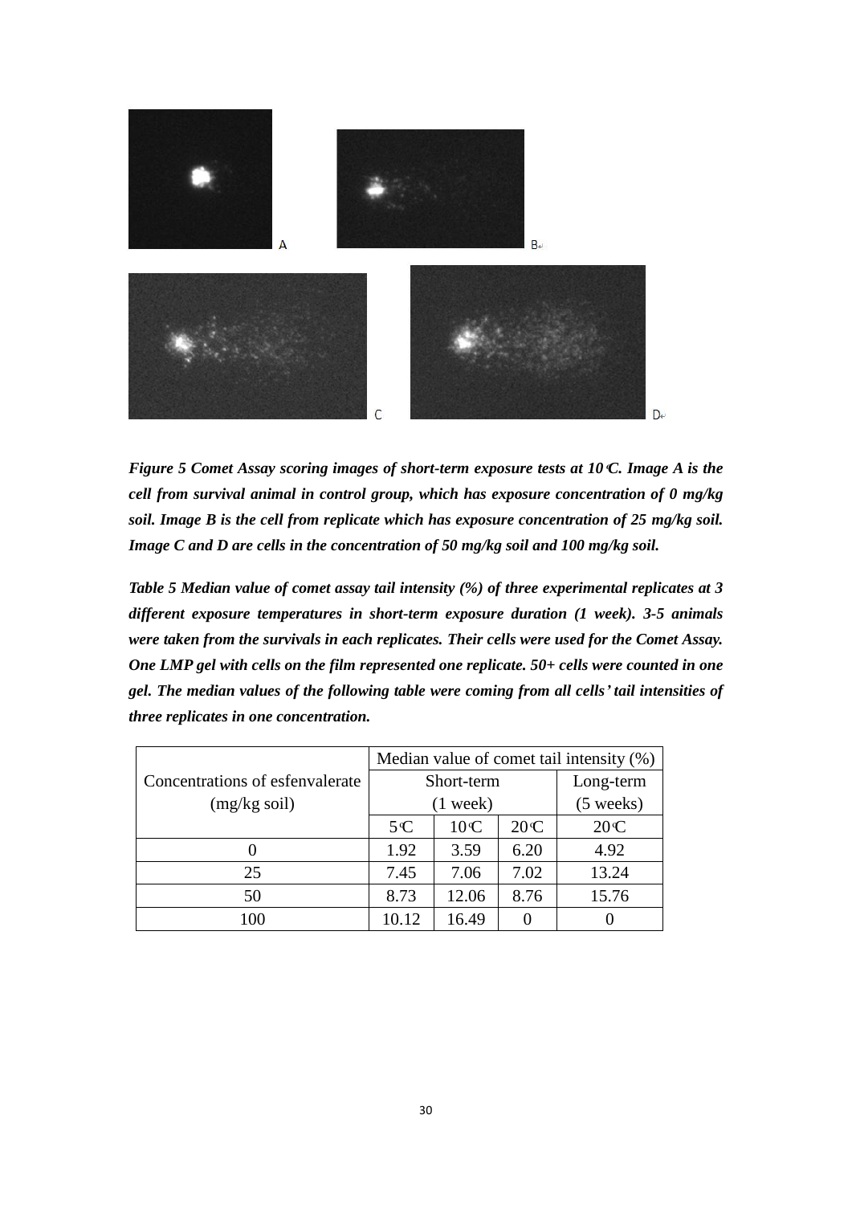*Figure 5 Comet Assay scoring images of short-term exposure tests at 10*℃*. Image A is the cell from survival animal in control group, which has exposure concentration of 0 mg/kg soil. Image B is the cell from replicate which has exposure concentration of 25 mg/kg soil. Image C and D are cells in the concentration of 50 mg/kg soil and 100 mg/kg soil.*

***Table 5 Median value of comet assay tail intensity (%) of three experimental replicates at 3 different exposure temperatures in short-term exposure duration (1 week). 3-5 animals were taken from the survivals in each replicates. Their cells were used for the Comet Assay. One LMP gel with cells on the film represented one replicate. 50+ cells were counted in one gel. The median values of the following table were coming from all cells' tail intensities of three replicates in one concentration.***

| Concentrations of esfenvalerate (mg/kg soil) | Median value of comet tail intensity (%) | | | |
|---|---|---|---|---|
| | Short-term (1 week) | | | Long-term (5 weeks) |
| | 5℃ | 10℃ | 20℃ | 20℃ |
| 0 | 1.92 | 3.59 | 6.20 | 4.92 |
| 25 | 7.45 | 7.06 | 7.02 | 13.24 |
| 50 | 8.73 | 12.06 | 8.76 | 15.76 |
| 100 | 10.12 | 16.49 | 0 | 0 |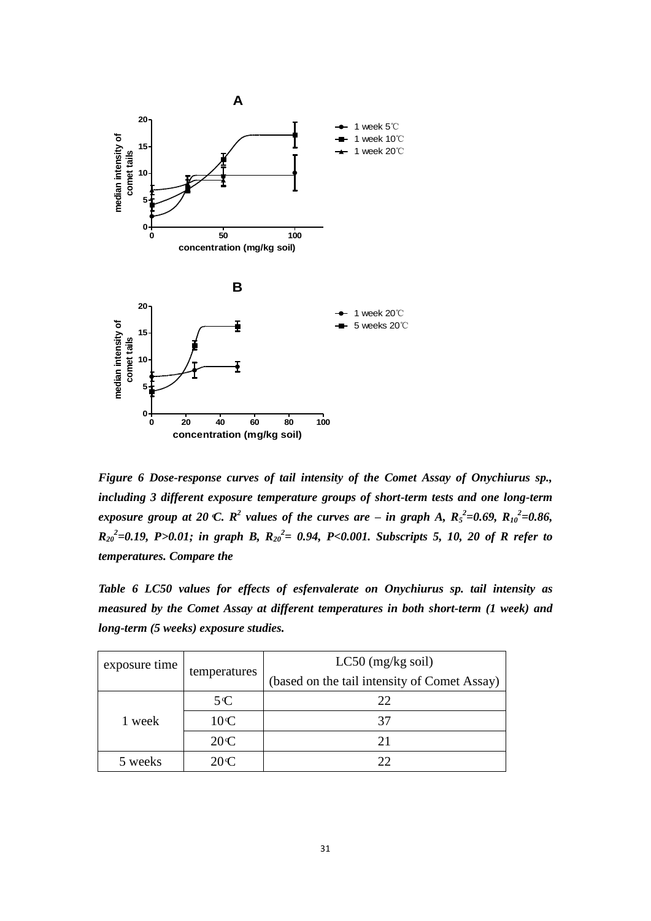***Figure 6 Dose-response curves of tail intensity of the Comet Assay of Onychiurus sp., including 3 different exposure temperature groups of short-term tests and one long-term exposure group at 20℃. $R^2$ values of the curves are – in graph A, $R_5^2$=0.69, $R_{10}^2$=0.86, $R_{20}^2$=0.19, P>0.01; in graph B, $R_{20}^2$= 0.94, P<0.001. Subscripts 5, 10, 20 of R refer to temperatures. Compare the***

***Table 6 LC50 values for effects of esfenvalerate on Onychiurus sp. tail intensity as measured by the Comet Assay at different temperatures in both short-term (1 week) and long-term (5 weeks) exposure studies.***

| exposure time | temperatures | LC50 (mg/kg soil) (based on the tail intensity of Comet Assay) |
|---|---|---|
| 1 week | 5℃ | 22 |
| | 10℃ | 37 |
| | 20℃ | 21 |
| 5 weeks | 20℃ | 22 |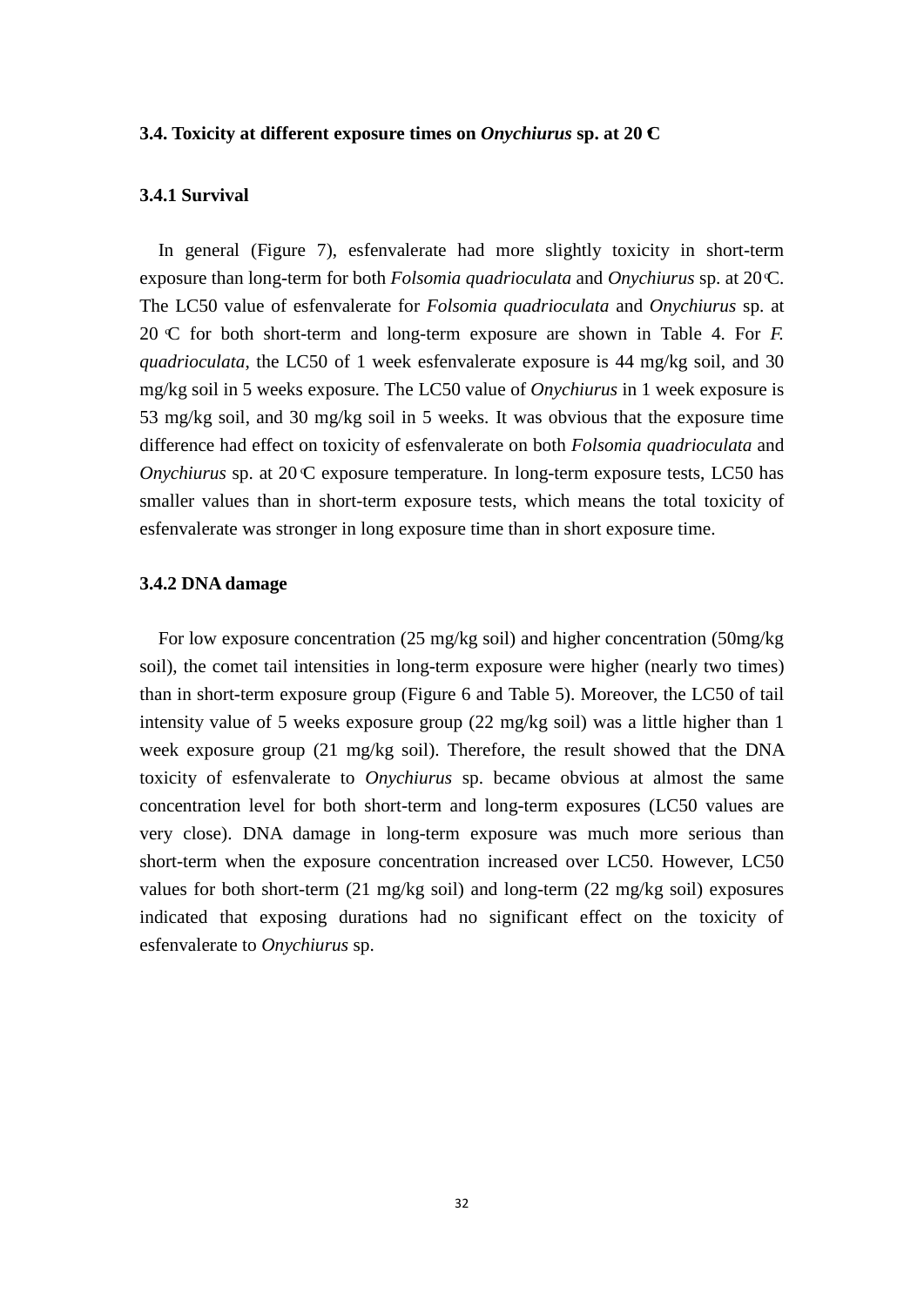### 3.4. Toxicity at different exposure times on *Onychiurus* sp. at 20 ℃

#### 3.4.1 Survival

In general (Figure 7), esfenvalerate had more slightly toxicity in short-term exposure than long-term for both *Folsomia quadrioculata* and *Onychiurus* sp. at 20℃. The LC50 value of esfenvalerate for *Folsomia quadrioculata* and *Onychiurus* sp. at 20 ℃ for both short-term and long-term exposure are shown in Table 4. For *F. quadrioculata*, the LC50 of 1 week esfenvalerate exposure is 44 mg/kg soil, and 30 mg/kg soil in 5 weeks exposure. The LC50 value of *Onychiurus* in 1 week exposure is 53 mg/kg soil, and 30 mg/kg soil in 5 weeks. It was obvious that the exposure time difference had effect on toxicity of esfenvalerate on both *Folsomia quadrioculata* and *Onychiurus* sp. at 20℃ exposure temperature. In long-term exposure tests, LC50 has smaller values than in short-term exposure tests, which means the total toxicity of esfenvalerate was stronger in long exposure time than in short exposure time.

#### 3.4.2 DNA damage

For low exposure concentration (25 mg/kg soil) and higher concentration (50mg/kg soil), the comet tail intensities in long-term exposure were higher (nearly two times) than in short-term exposure group (Figure 6 and Table 5). Moreover, the LC50 of tail intensity value of 5 weeks exposure group (22 mg/kg soil) was a little higher than 1 week exposure group (21 mg/kg soil). Therefore, the result showed that the DNA toxicity of esfenvalerate to *Onychiurus* sp. became obvious at almost the same concentration level for both short-term and long-term exposures (LC50 values are very close). DNA damage in long-term exposure was much more serious than short-term when the exposure concentration increased over LC50. However, LC50 values for both short-term (21 mg/kg soil) and long-term (22 mg/kg soil) exposures indicated that exposing durations had no significant effect on the toxicity of esfenvalerate to *Onychiurus* sp.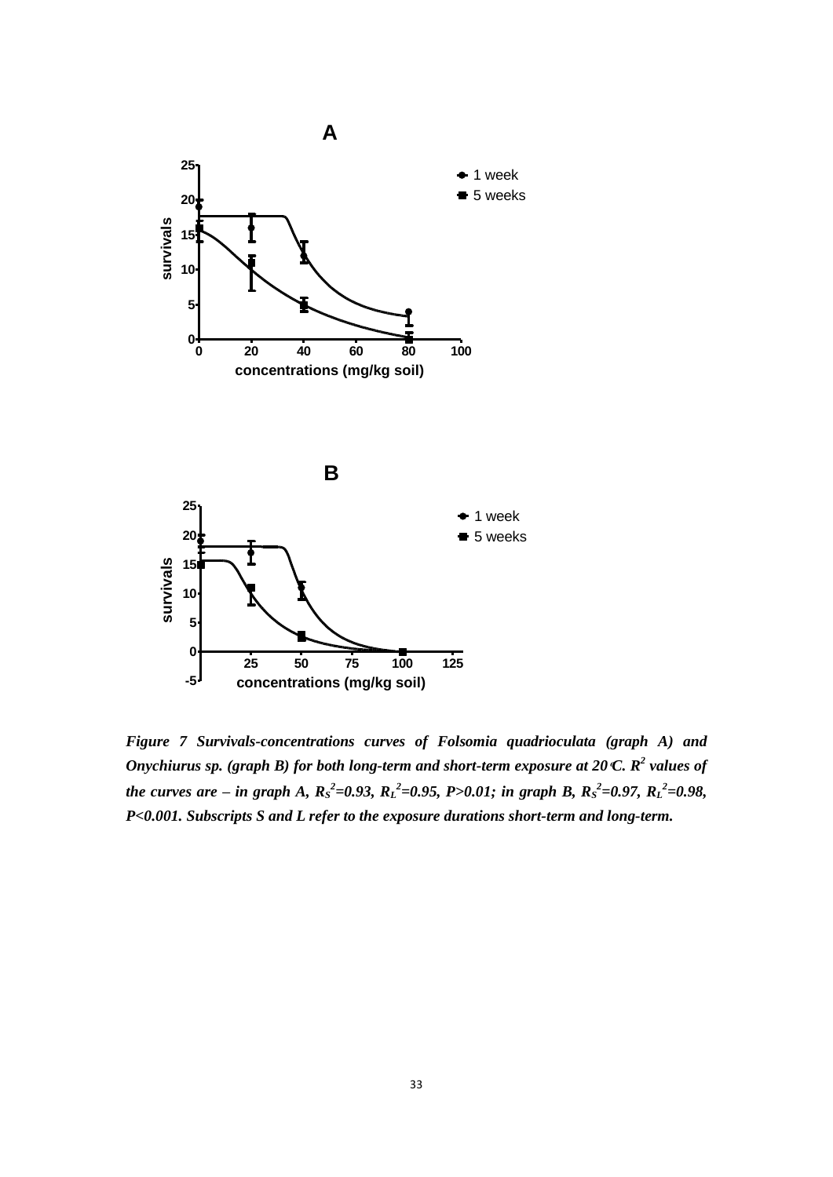*Figure 7 Survivals-concentrations curves of Folsomia quadrioculata (graph A) and Onychiurus sp. (graph B) for both long-term and short-term exposure at 20°C. $R^2$ values of the curves are – in graph A, $R_S^2$=0.93, $R_L^2$=0.95, P>0.01; in graph B, $R_S^2$=0.97, $R_L^2$=0.98, P<0.001. Subscripts S and L refer to the exposure durations short-term and long-term.*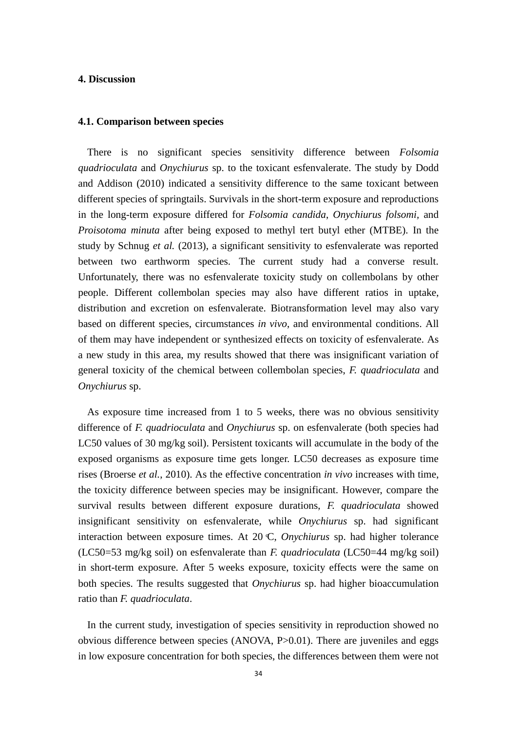## 4. Discussion

### 4.1. Comparison between species

There is no significant species sensitivity difference between *Folsomia quadrioculata* and *Onychiurus* sp. to the toxicant esfenvalerate. The study by Dodd and Addison (2010) indicated a sensitivity difference to the same toxicant between different species of springtails. Survivals in the short-term exposure and reproductions in the long-term exposure differed for *Folsomia candida*, *Onychiurus folsomi*, and *Proisotoma minuta* after being exposed to methyl tert butyl ether (MTBE). In the study by Schnug *et al.* (2013), a significant sensitivity to esfenvalerate was reported between two earthworm species. The current study had a converse result. Unfortunately, there was no esfenvalerate toxicity study on collembolans by other people. Different collembolan species may also have different ratios in uptake, distribution and excretion on esfenvalerate. Biotransformation level may also vary based on different species, circumstances *in vivo*, and environmental conditions. All of them may have independent or synthesized effects on toxicity of esfenvalerate. As a new study in this area, my results showed that there was insignificant variation of general toxicity of the chemical between collembolan species, *F. quadrioculata* and *Onychiurus* sp.

As exposure time increased from 1 to 5 weeks, there was no obvious sensitivity difference of *F. quadrioculata* and *Onychiurus* sp. on esfenvalerate (both species had LC50 values of 30 mg/kg soil). Persistent toxicants will accumulate in the body of the exposed organisms as exposure time gets longer. LC50 decreases as exposure time rises (Broerse *et al.*, 2010). As the effective concentration *in vivo* increases with time, the toxicity difference between species may be insignificant. However, compare the survival results between different exposure durations, *F. quadrioculata* showed insignificant sensitivity on esfenvalerate, while *Onychiurus* sp. had significant interaction between exposure times. At 20 ℃, *Onychiurus* sp. had higher tolerance (LC50=53 mg/kg soil) on esfenvalerate than *F. quadrioculata* (LC50=44 mg/kg soil) in short-term exposure. After 5 weeks exposure, toxicity effects were the same on both species. The results suggested that *Onychiurus* sp. had higher bioaccumulation ratio than *F. quadrioculata*.

In the current study, investigation of species sensitivity in reproduction showed no obvious difference between species (ANOVA, $P>0.01$). There are juveniles and eggs in low exposure concentration for both species, the differences between them were not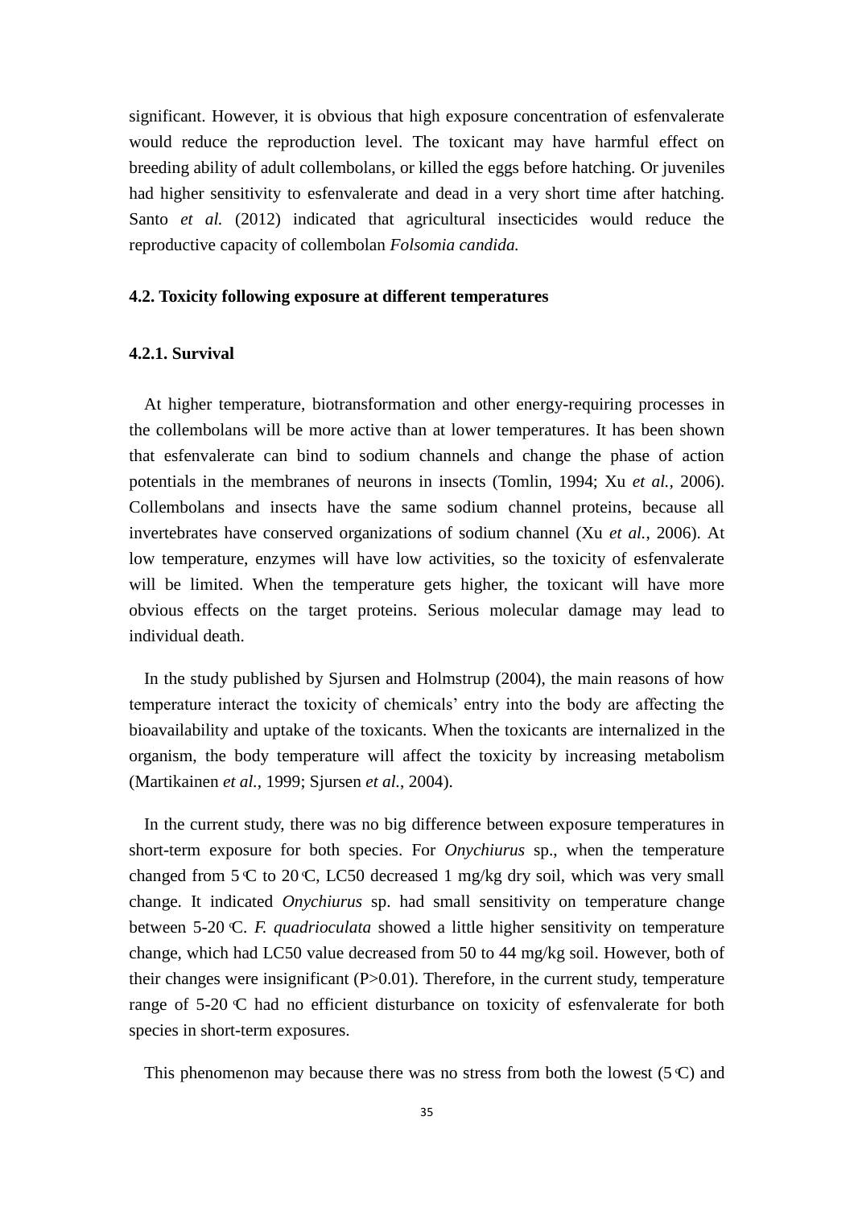significant. However, it is obvious that high exposure concentration of esfenvalerate would reduce the reproduction level. The toxicant may have harmful effect on breeding ability of adult collembolans, or killed the eggs before hatching. Or juveniles had higher sensitivity to esfenvalerate and dead in a very short time after hatching. Santo *et al.* (2012) indicated that agricultural insecticides would reduce the reproductive capacity of collembolan *Folsomia candida.*

### 4.2. Toxicity following exposure at different temperatures

#### 4.2.1. Survival

At higher temperature, biotransformation and other energy-requiring processes in the collembolans will be more active than at lower temperatures. It has been shown that esfenvalerate can bind to sodium channels and change the phase of action potentials in the membranes of neurons in insects (Tomlin, 1994; Xu *et al.,* 2006). Collembolans and insects have the same sodium channel proteins, because all invertebrates have conserved organizations of sodium channel (Xu *et al.*, 2006). At low temperature, enzymes will have low activities, so the toxicity of esfenvalerate will be limited. When the temperature gets higher, the toxicant will have more obvious effects on the target proteins. Serious molecular damage may lead to individual death.

In the study published by Sjursen and Holmstrup (2004), the main reasons of how temperature interact the toxicity of chemicals' entry into the body are affecting the bioavailability and uptake of the toxicants. When the toxicants are internalized in the organism, the body temperature will affect the toxicity by increasing metabolism (Martikainen *et al.*, 1999; Sjursen *et al.*, 2004).

In the current study, there was no big difference between exposure temperatures in short-term exposure for both species. For *Onychiurus* sp., when the temperature changed from 5 ℃ to 20 ℃, LC50 decreased 1 mg/kg dry soil, which was very small change. It indicated *Onychiurus* sp. had small sensitivity on temperature change between 5-20 ℃. *F. quadrioculata* showed a little higher sensitivity on temperature change, which had LC50 value decreased from 50 to 44 mg/kg soil. However, both of their changes were insignificant ($P>0.01$). Therefore, in the current study, temperature range of 5-20 ℃ had no efficient disturbance on toxicity of esfenvalerate for both species in short-term exposures.

This phenomenon may because there was no stress from both the lowest (5 ℃) and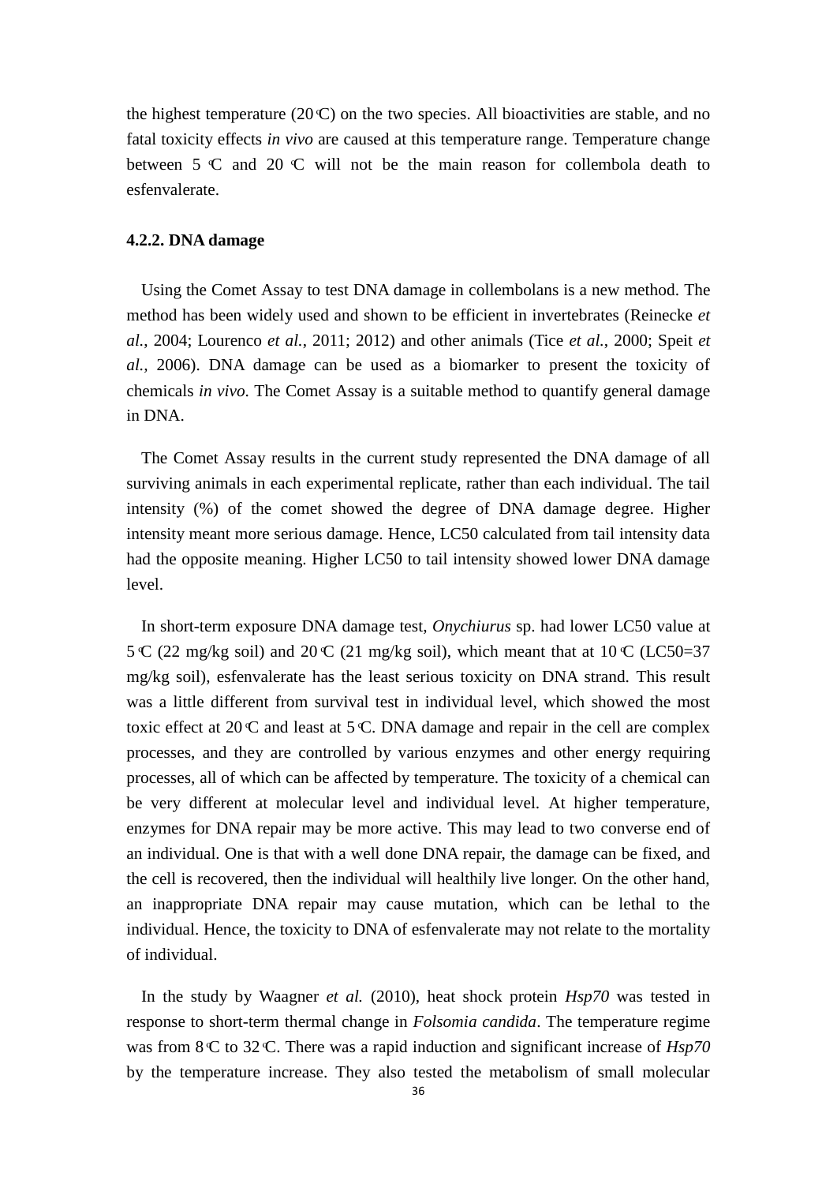the highest temperature (20 ℃) on the two species. All bioactivities are stable, and no fatal toxicity effects *in vivo* are caused at this temperature range. Temperature change between 5 ℃ and 20 ℃ will not be the main reason for collembola death to esfenvalerate.

### 4.2.2. DNA damage

Using the Comet Assay to test DNA damage in collembolans is a new method. The method has been widely used and shown to be efficient in invertebrates (Reinecke *et al.*, 2004; Lourenco *et al.*, 2011; 2012) and other animals (Tice *et al.*, 2000; Speit *et al.,* 2006). DNA damage can be used as a biomarker to present the toxicity of chemicals *in vivo*. The Comet Assay is a suitable method to quantify general damage in DNA.

The Comet Assay results in the current study represented the DNA damage of all surviving animals in each experimental replicate, rather than each individual. The tail intensity (%) of the comet showed the degree of DNA damage degree. Higher intensity meant more serious damage. Hence, LC50 calculated from tail intensity data had the opposite meaning. Higher LC50 to tail intensity showed lower DNA damage level.

In short-term exposure DNA damage test, *Onychiurus* sp. had lower LC50 value at 5 ℃ (22 mg/kg soil) and 20 ℃ (21 mg/kg soil), which meant that at 10 ℃ (LC50=37 mg/kg soil), esfenvalerate has the least serious toxicity on DNA strand. This result was a little different from survival test in individual level, which showed the most toxic effect at 20 ℃ and least at 5 ℃. DNA damage and repair in the cell are complex processes, and they are controlled by various enzymes and other energy requiring processes, all of which can be affected by temperature. The toxicity of a chemical can be very different at molecular level and individual level. At higher temperature, enzymes for DNA repair may be more active. This may lead to two converse end of an individual. One is that with a well done DNA repair, the damage can be fixed, and the cell is recovered, then the individual will healthily live longer. On the other hand, an inappropriate DNA repair may cause mutation, which can be lethal to the individual. Hence, the toxicity to DNA of esfenvalerate may not relate to the mortality of individual.

In the study by Waagner *et al.* (2010), heat shock protein *Hsp70* was tested in response to short-term thermal change in *Folsomia candida*. The temperature regime was from 8 ℃ to 32 ℃. There was a rapid induction and significant increase of *Hsp70* by the temperature increase. They also tested the metabolism of small molecular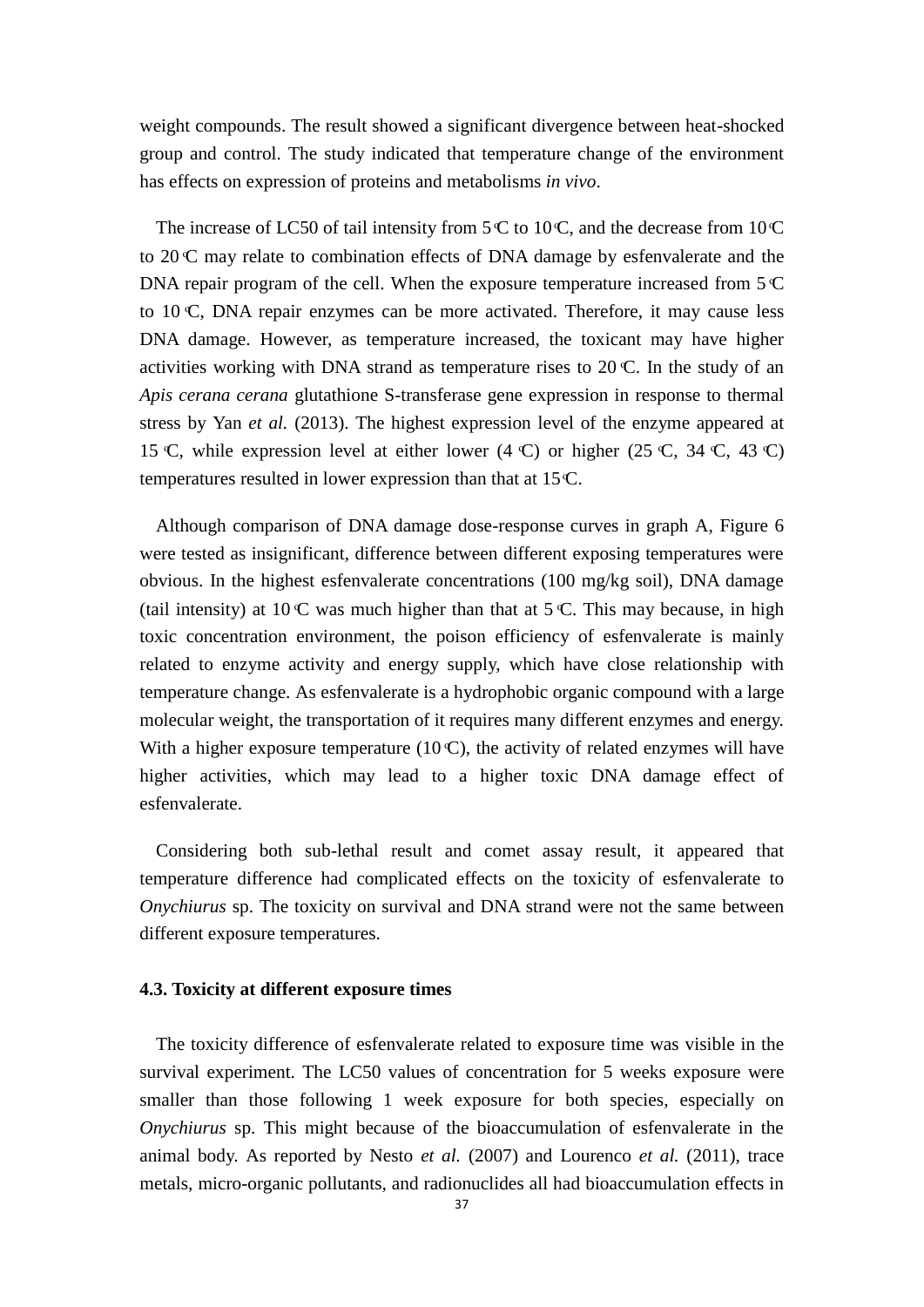weight compounds. The result showed a significant divergence between heat-shocked group and control. The study indicated that temperature change of the environment has effects on expression of proteins and metabolisms *in vivo*.

The increase of LC50 of tail intensity from 5 ℃ to 10 ℃, and the decrease from 10 ℃ to 20 ℃ may relate to combination effects of DNA damage by esfenvalerate and the DNA repair program of the cell. When the exposure temperature increased from 5 ℃ to 10 ℃, DNA repair enzymes can be more activated. Therefore, it may cause less DNA damage. However, as temperature increased, the toxicant may have higher activities working with DNA strand as temperature rises to 20 ℃. In the study of an *Apis cerana cerana* glutathione S-transferase gene expression in response to thermal stress by Yan *et al.* (2013). The highest expression level of the enzyme appeared at 15 ℃, while expression level at either lower (4 ℃) or higher (25 ℃, 34 ℃, 43 ℃) temperatures resulted in lower expression than that at 15 ℃.

Although comparison of DNA damage dose-response curves in graph A, Figure 6 were tested as insignificant, difference between different exposing temperatures were obvious. In the highest esfenvalerate concentrations (100 mg/kg soil), DNA damage (tail intensity) at 10 ℃ was much higher than that at 5 ℃. This may because, in high toxic concentration environment, the poison efficiency of esfenvalerate is mainly related to enzyme activity and energy supply, which have close relationship with temperature change. As esfenvalerate is a hydrophobic organic compound with a large molecular weight, the transportation of it requires many different enzymes and energy. With a higher exposure temperature (10 ℃), the activity of related enzymes will have higher activities, which may lead to a higher toxic DNA damage effect of esfenvalerate.

Considering both sub-lethal result and comet assay result, it appeared that temperature difference had complicated effects on the toxicity of esfenvalerate to *Onychiurus* sp. The toxicity on survival and DNA strand were not the same between different exposure temperatures.

### 4.3. Toxicity at different exposure times

The toxicity difference of esfenvalerate related to exposure time was visible in the survival experiment. The LC50 values of concentration for 5 weeks exposure were smaller than those following 1 week exposure for both species, especially on *Onychiurus* sp. This might because of the bioaccumulation of esfenvalerate in the animal body. As reported by Nesto *et al.* (2007) and Lourenco *et al.* (2011), trace metals, micro-organic pollutants, and radionuclides all had bioaccumulation effects in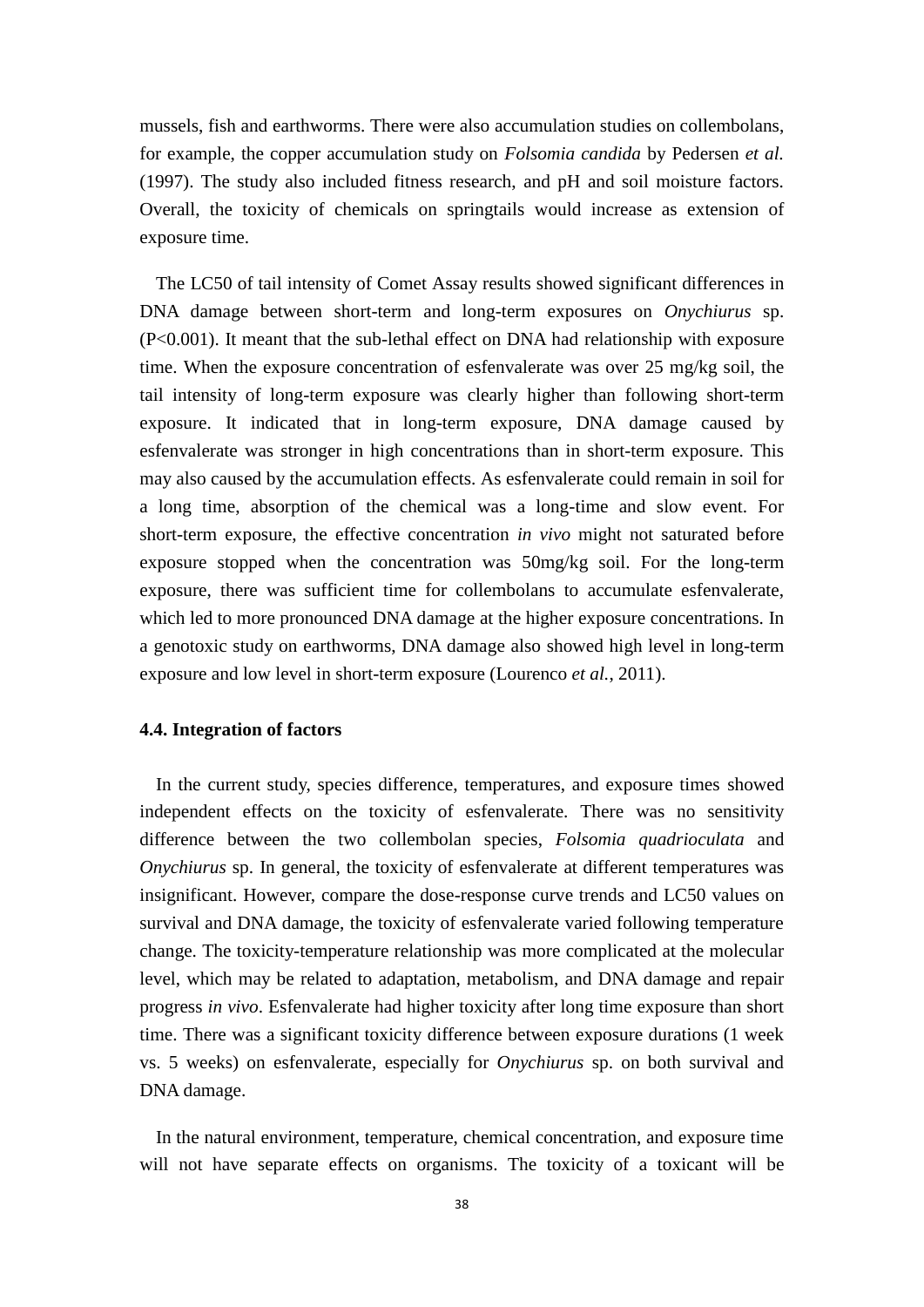mussels, fish and earthworms. There were also accumulation studies on collembolans, for example, the copper accumulation study on *Folsomia candida* by Pedersen *et al.* (1997). The study also included fitness research, and pH and soil moisture factors. Overall, the toxicity of chemicals on springtails would increase as extension of exposure time.

The LC50 of tail intensity of Comet Assay results showed significant differences in DNA damage between short-term and long-term exposures on *Onychiurus* sp. ($P<0.001$). It meant that the sub-lethal effect on DNA had relationship with exposure time. When the exposure concentration of esfenvalerate was over 25 mg/kg soil, the tail intensity of long-term exposure was clearly higher than following short-term exposure. It indicated that in long-term exposure, DNA damage caused by esfenvalerate was stronger in high concentrations than in short-term exposure. This may also caused by the accumulation effects. As esfenvalerate could remain in soil for a long time, absorption of the chemical was a long-time and slow event. For short-term exposure, the effective concentration *in vivo* might not saturated before exposure stopped when the concentration was 50mg/kg soil. For the long-term exposure, there was sufficient time for collembolans to accumulate esfenvalerate, which led to more pronounced DNA damage at the higher exposure concentrations. In a genotoxic study on earthworms, DNA damage also showed high level in long-term exposure and low level in short-term exposure (Lourenco *et al.*, 2011).

### 4.4. Integration of factors

In the current study, species difference, temperatures, and exposure times showed independent effects on the toxicity of esfenvalerate. There was no sensitivity difference between the two collembolan species, *Folsomia quadrioculata* and *Onychiurus* sp. In general, the toxicity of esfenvalerate at different temperatures was insignificant. However, compare the dose-response curve trends and LC50 values on survival and DNA damage, the toxicity of esfenvalerate varied following temperature change. The toxicity-temperature relationship was more complicated at the molecular level, which may be related to adaptation, metabolism, and DNA damage and repair progress *in vivo*. Esfenvalerate had higher toxicity after long time exposure than short time. There was a significant toxicity difference between exposure durations (1 week vs. 5 weeks) on esfenvalerate, especially for *Onychiurus* sp. on both survival and DNA damage.

In the natural environment, temperature, chemical concentration, and exposure time will not have separate effects on organisms. The toxicity of a toxicant will be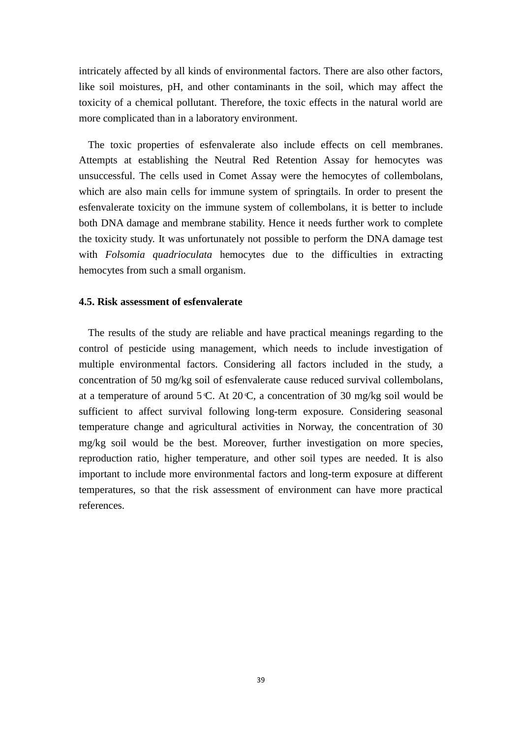intricately affected by all kinds of environmental factors. There are also other factors, like soil moistures, pH, and other contaminants in the soil, which may affect the toxicity of a chemical pollutant. Therefore, the toxic effects in the natural world are more complicated than in a laboratory environment.

The toxic properties of esfenvalerate also include effects on cell membranes. Attempts at establishing the Neutral Red Retention Assay for hemocytes was unsuccessful. The cells used in Comet Assay were the hemocytes of collembolans, which are also main cells for immune system of springtails. In order to present the esfenvalerate toxicity on the immune system of collembolans, it is better to include both DNA damage and membrane stability. Hence it needs further work to complete the toxicity study. It was unfortunately not possible to perform the DNA damage test with *Folsomia quadrioculata* hemocytes due to the difficulties in extracting hemocytes from such a small organism.

### 4.5. Risk assessment of esfenvalerate

The results of the study are reliable and have practical meanings regarding to the control of pesticide using management, which needs to include investigation of multiple environmental factors. Considering all factors included in the study, a concentration of 50 mg/kg soil of esfenvalerate cause reduced survival collembolans, at a temperature of around 5 ℃. At 20 ℃, a concentration of 30 mg/kg soil would be sufficient to affect survival following long-term exposure. Considering seasonal temperature change and agricultural activities in Norway, the concentration of 30 mg/kg soil would be the best. Moreover, further investigation on more species, reproduction ratio, higher temperature, and other soil types are needed. It is also important to include more environmental factors and long-term exposure at different temperatures, so that the risk assessment of environment can have more practical references.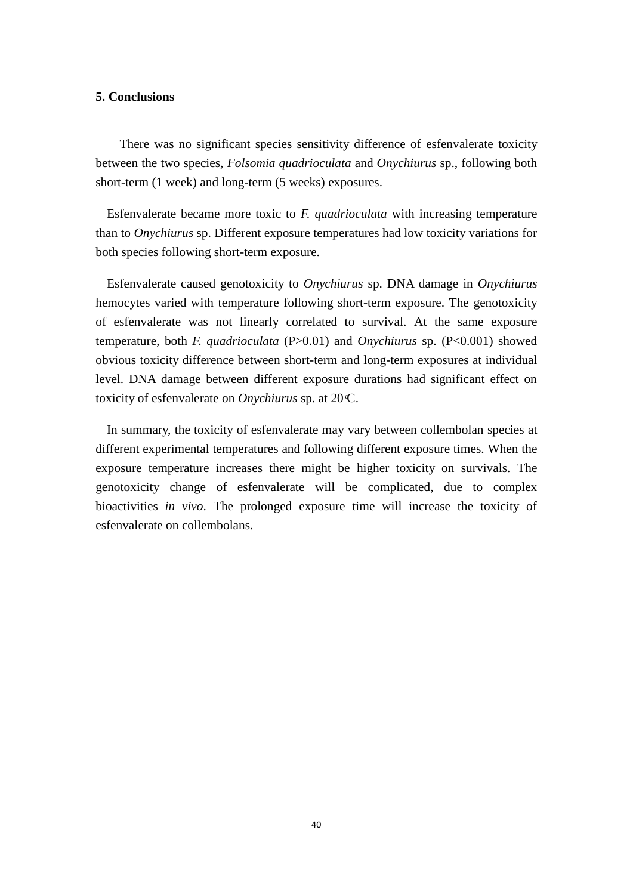## 5. Conclusions

There was no significant species sensitivity difference of esfenvalerate toxicity between the two species, *Folsomia quadrioculata* and *Onychiurus* sp., following both short-term (1 week) and long-term (5 weeks) exposures.

Esfenvalerate became more toxic to *F. quadrioculata* with increasing temperature than to *Onychiurus* sp. Different exposure temperatures had low toxicity variations for both species following short-term exposure.

Esfenvalerate caused genotoxicity to *Onychiurus* sp. DNA damage in *Onychiurus* hemocytes varied with temperature following short-term exposure. The genotoxicity of esfenvalerate was not linearly correlated to survival. At the same exposure temperature, both *F. quadrioculata* ($P>0.01$) and *Onychiurus* sp. ($P<0.001$) showed obvious toxicity difference between short-term and long-term exposures at individual level. DNA damage between different exposure durations had significant effect on toxicity of esfenvalerate on *Onychiurus* sp. at 20℃.

In summary, the toxicity of esfenvalerate may vary between collembolan species at different experimental temperatures and following different exposure times. When the exposure temperature increases there might be higher toxicity on survivals. The genotoxicity change of esfenvalerate will be complicated, due to complex bioactivities *in vivo*. The prolonged exposure time will increase the toxicity of esfenvalerate on collembolans.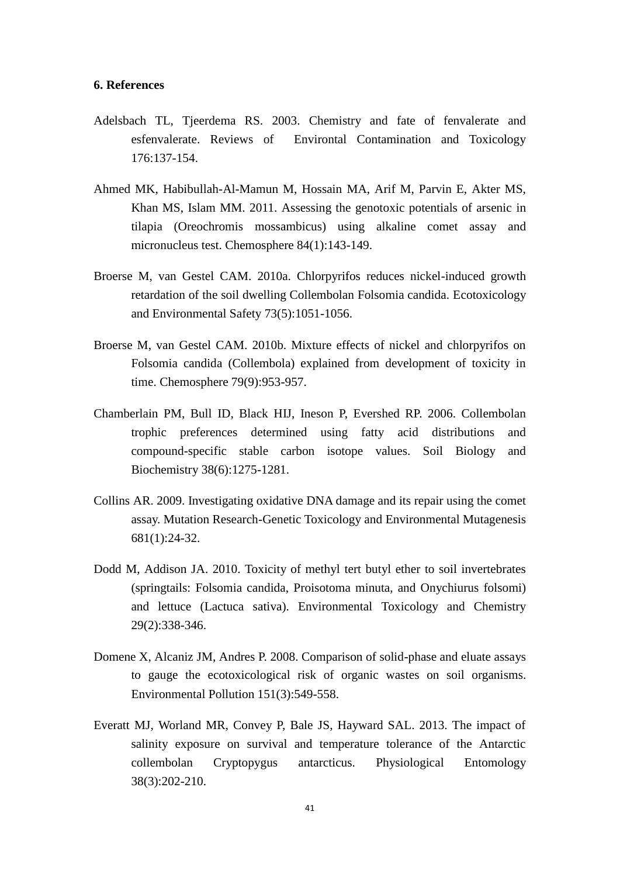## 6. References

Adelsbach TL, Tjeerdema RS. 2003. Chemistry and fate of fenvalerate and esfenvalerate. Reviews of Environtal Contamination and Toxicology 176:137-154.

Ahmed MK, Habibullah-Al-Mamun M, Hossain MA, Arif M, Parvin E, Akter MS, Khan MS, Islam MM. 2011. Assessing the genotoxic potentials of arsenic in tilapia (Oreochromis mossambicus) using alkaline comet assay and micronucleus test. Chemosphere 84(1):143-149.

Broerse M, van Gestel CAM. 2010a. Chlorpyrifos reduces nickel-induced growth retardation of the soil dwelling Collembolan Folsomia candida. Ecotoxicology and Environmental Safety 73(5):1051-1056.

Broerse M, van Gestel CAM. 2010b. Mixture effects of nickel and chlorpyrifos on Folsomia candida (Collembola) explained from development of toxicity in time. Chemosphere 79(9):953-957.

Chamberlain PM, Bull ID, Black HIJ, Ineson P, Evershed RP. 2006. Collembolan trophic preferences determined using fatty acid distributions and compound-specific stable carbon isotope values. Soil Biology and Biochemistry 38(6):1275-1281.

Collins AR. 2009. Investigating oxidative DNA damage and its repair using the comet assay. Mutation Research-Genetic Toxicology and Environmental Mutagenesis 681(1):24-32.

Dodd M, Addison JA. 2010. Toxicity of methyl tert butyl ether to soil invertebrates (springtails: Folsomia candida, Proisotoma minuta, and Onychiurus folsomi) and lettuce (Lactuca sativa). Environmental Toxicology and Chemistry 29(2):338-346.

Domene X, Alcaniz JM, Andres P. 2008. Comparison of solid-phase and eluate assays to gauge the ecotoxicological risk of organic wastes on soil organisms. Environmental Pollution 151(3):549-558.

Everatt MJ, Worland MR, Convey P, Bale JS, Hayward SAL. 2013. The impact of salinity exposure on survival and temperature tolerance of the Antarctic collembolan Cryptopygus antarcticus. Physiological Entomology 38(3):202-210.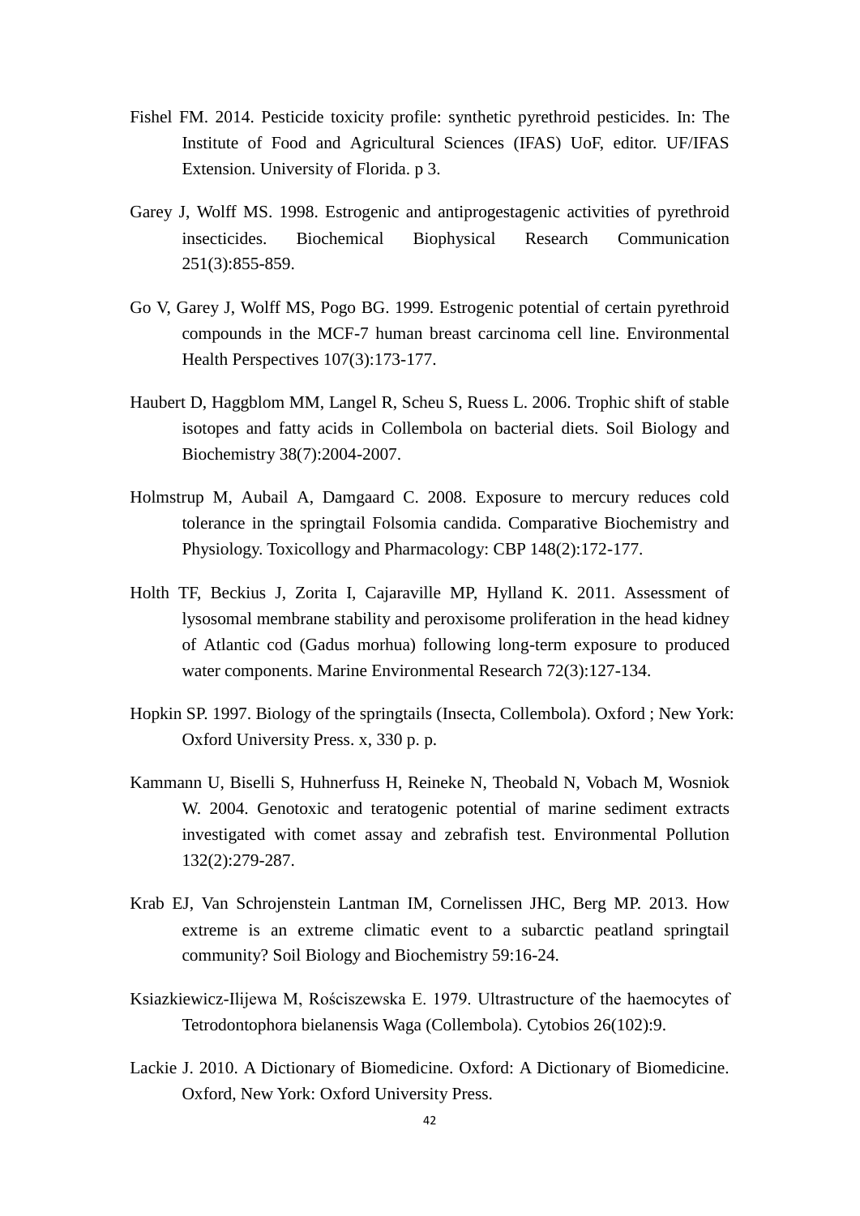Fishel FM. 2014. Pesticide toxicity profile: synthetic pyrethroid pesticides. In: The Institute of Food and Agricultural Sciences (IFAS) UoF, editor. UF/IFAS Extension. University of Florida. p 3.

Garey J, Wolff MS. 1998. Estrogenic and antiprogestagenic activities of pyrethroid insecticides. Biochemical Biophysical Research Communication 251(3):855-859.

Go V, Garey J, Wolff MS, Pogo BG. 1999. Estrogenic potential of certain pyrethroid compounds in the MCF-7 human breast carcinoma cell line. Environmental Health Perspectives 107(3):173-177.

Haubert D, Haggblom MM, Langel R, Scheu S, Ruess L. 2006. Trophic shift of stable isotopes and fatty acids in Collembola on bacterial diets. Soil Biology and Biochemistry 38(7):2004-2007.

Holmstrup M, Aubail A, Damgaard C. 2008. Exposure to mercury reduces cold tolerance in the springtail Folsomia candida. Comparative Biochemistry and Physiology. Toxicollogy and Pharmacology: CBP 148(2):172-177.

Holth TF, Beckius J, Zorita I, Cajaraville MP, Hylland K. 2011. Assessment of lysosomal membrane stability and peroxisome proliferation in the head kidney of Atlantic cod (Gadus morhua) following long-term exposure to produced water components. Marine Environmental Research 72(3):127-134.

Hopkin SP. 1997. Biology of the springtails (Insecta, Collembola). Oxford ; New York: Oxford University Press. x, 330 p. p.

Kammann U, Biselli S, Huhnerfuss H, Reineke N, Theobald N, Vobach M, Wosniok W. 2004. Genotoxic and teratogenic potential of marine sediment extracts investigated with comet assay and zebrafish test. Environmental Pollution 132(2):279-287.

Krab EJ, Van Schrojenstein Lantman IM, Cornelissen JHC, Berg MP. 2013. How extreme is an extreme climatic event to a subarctic peatland springtail community? Soil Biology and Biochemistry 59:16-24.

Ksiazkiewicz-Ilijewa M, Rościszewska E. 1979. Ultrastructure of the haemocytes of Tetrodontophora bielanensis Waga (Collembola). Cytobios 26(102):9.

Lackie J. 2010. A Dictionary of Biomedicine. Oxford: A Dictionary of Biomedicine. Oxford, New York: Oxford University Press.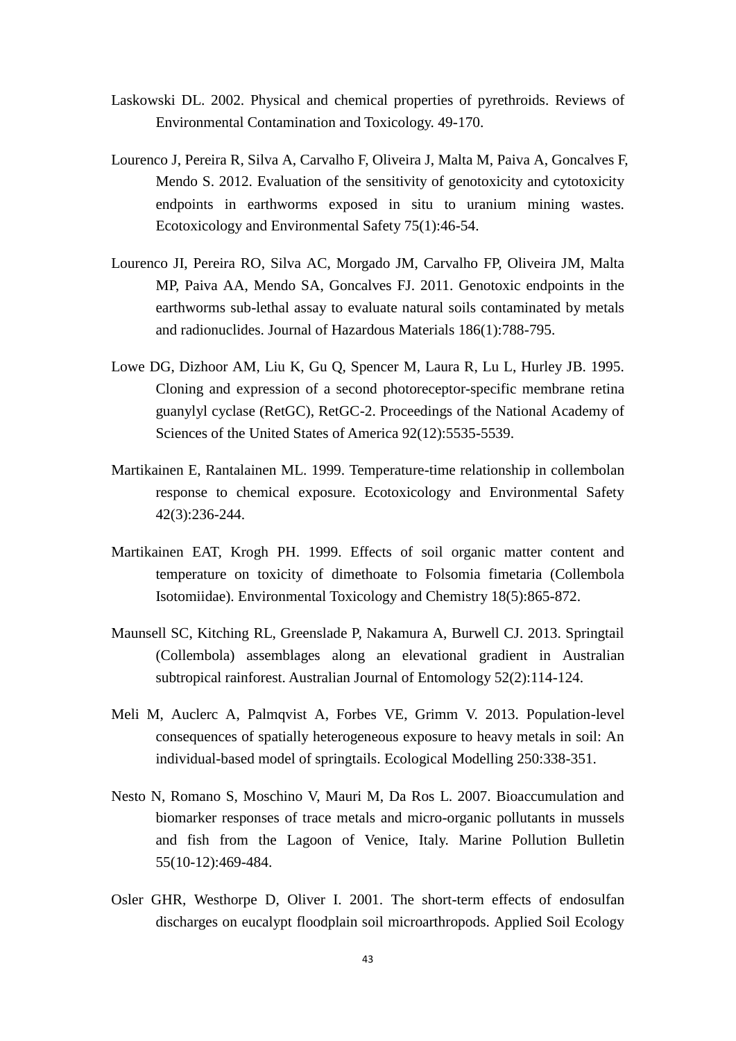Laskowski DL. 2002. Physical and chemical properties of pyrethroids. Reviews of Environmental Contamination and Toxicology. 49-170.

Lourenco J, Pereira R, Silva A, Carvalho F, Oliveira J, Malta M, Paiva A, Goncalves F, Mendo S. 2012. Evaluation of the sensitivity of genotoxicity and cytotoxicity endpoints in earthworms exposed in situ to uranium mining wastes. Ecotoxicology and Environmental Safety 75(1):46-54.

Lourenco JI, Pereira RO, Silva AC, Morgado JM, Carvalho FP, Oliveira JM, Malta MP, Paiva AA, Mendo SA, Goncalves FJ. 2011. Genotoxic endpoints in the earthworms sub-lethal assay to evaluate natural soils contaminated by metals and radionuclides. Journal of Hazardous Materials 186(1):788-795.

Lowe DG, Dizhoor AM, Liu K, Gu Q, Spencer M, Laura R, Lu L, Hurley JB. 1995. Cloning and expression of a second photoreceptor-specific membrane retina guanylyl cyclase (RetGC), RetGC-2. Proceedings of the National Academy of Sciences of the United States of America 92(12):5535-5539.

Martikainen E, Rantalainen ML. 1999. Temperature-time relationship in collembolan response to chemical exposure. Ecotoxicology and Environmental Safety 42(3):236-244.

Martikainen EAT, Krogh PH. 1999. Effects of soil organic matter content and temperature on toxicity of dimethoate to Folsomia fimetaria (Collembola Isotomiidae). Environmental Toxicology and Chemistry 18(5):865-872.

Maunsell SC, Kitching RL, Greenslade P, Nakamura A, Burwell CJ. 2013. Springtail (Collembola) assemblages along an elevational gradient in Australian subtropical rainforest. Australian Journal of Entomology 52(2):114-124.

Meli M, Auclerc A, Palmqvist A, Forbes VE, Grimm V. 2013. Population-level consequences of spatially heterogeneous exposure to heavy metals in soil: An individual-based model of springtails. Ecological Modelling 250:338-351.

Nesto N, Romano S, Moschino V, Mauri M, Da Ros L. 2007. Bioaccumulation and biomarker responses of trace metals and micro-organic pollutants in mussels and fish from the Lagoon of Venice, Italy. Marine Pollution Bulletin 55(10-12):469-484.

Osler GHR, Westhorpe D, Oliver I. 2001. The short-term effects of endosulfan discharges on eucalypt floodplain soil microarthropods. Applied Soil Ecology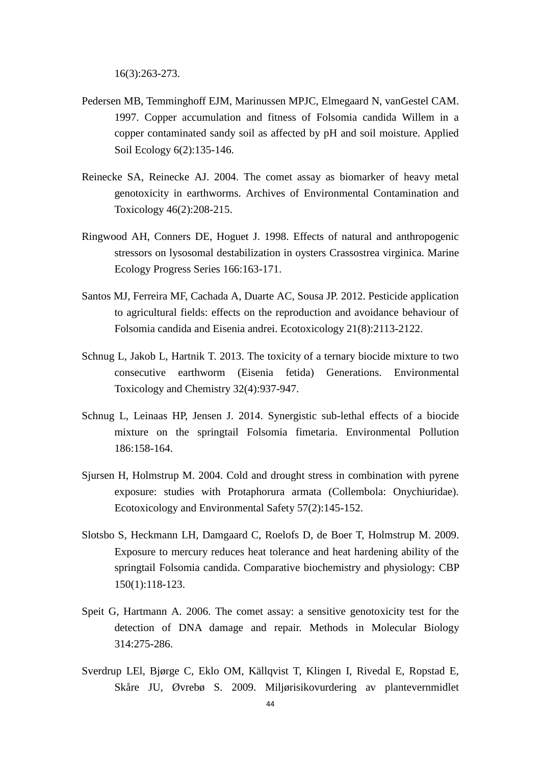16(3):263-273.

Pedersen MB, Temminghoff EJM, Marinussen MPJC, Elmegaard N, vanGestel CAM. 1997. Copper accumulation and fitness of Folsomia candida Willem in a copper contaminated sandy soil as affected by pH and soil moisture. Applied Soil Ecology 6(2):135-146.

Reinecke SA, Reinecke AJ. 2004. The comet assay as biomarker of heavy metal genotoxicity in earthworms. Archives of Environmental Contamination and Toxicology 46(2):208-215.

Ringwood AH, Conners DE, Hoguet J. 1998. Effects of natural and anthropogenic stressors on lysosomal destabilization in oysters Crassostrea virginica. Marine Ecology Progress Series 166:163-171.

Santos MJ, Ferreira MF, Cachada A, Duarte AC, Sousa JP. 2012. Pesticide application to agricultural fields: effects on the reproduction and avoidance behaviour of Folsomia candida and Eisenia andrei. Ecotoxicology 21(8):2113-2122.

Schnug L, Jakob L, Hartnik T. 2013. The toxicity of a ternary biocide mixture to two consecutive earthworm (Eisenia fetida) Generations. Environmental Toxicology and Chemistry 32(4):937-947.

Schnug L, Leinaas HP, Jensen J. 2014. Synergistic sub-lethal effects of a biocide mixture on the springtail Folsomia fimetaria. Environmental Pollution 186:158-164.

Sjursen H, Holmstrup M. 2004. Cold and drought stress in combination with pyrene exposure: studies with Protaphorura armata (Collembola: Onychiuridae). Ecotoxicology and Environmental Safety 57(2):145-152.

Slotsbo S, Heckmann LH, Damgaard C, Roelofs D, de Boer T, Holmstrup M. 2009. Exposure to mercury reduces heat tolerance and heat hardening ability of the springtail Folsomia candida. Comparative biochemistry and physiology: CBP 150(1):118-123.

Speit G, Hartmann A. 2006. The comet assay: a sensitive genotoxicity test for the detection of DNA damage and repair. Methods in Molecular Biology 314:275-286.

Sverdrup LEl, Bjørge C, Eklo OM, Källqvist T, Klingen I, Rivedal E, Ropstad E, Skåre JU, Øvrebø S. 2009. Miljørisikovurdering av plantevernmidlet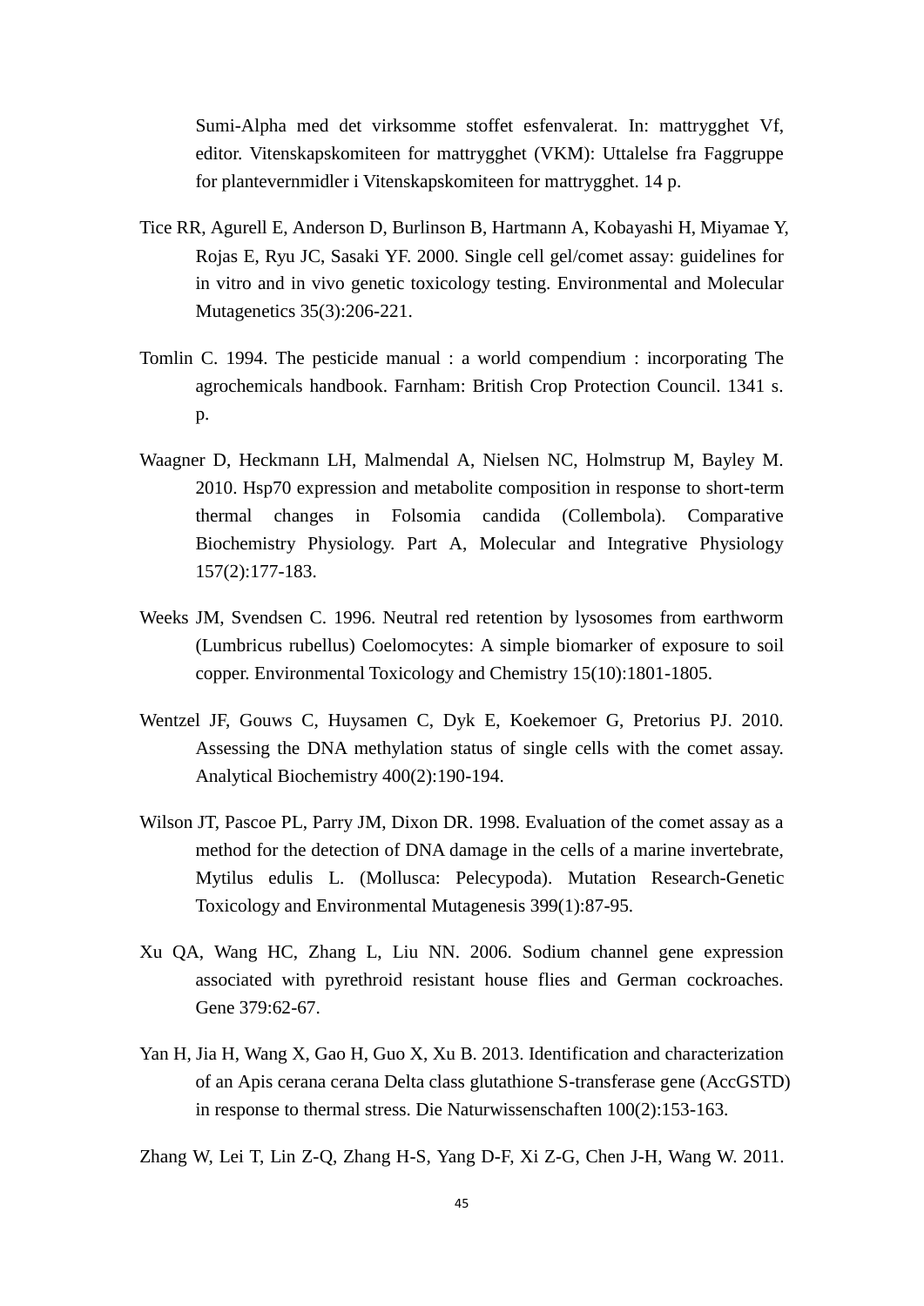Sumi-Alpha med det virksomme stoffet esfenvalerat. In: mattrygghet Vf, editor. Vitenskapskomiteen for mattrygghet (VKM): Uttalelse fra Faggruppe for plantevernmidler i Vitenskapskomiteen for mattrygghet. 14 p.

Tice RR, Agurell E, Anderson D, Burlinson B, Hartmann A, Kobayashi H, Miyamae Y, Rojas E, Ryu JC, Sasaki YF. 2000. Single cell gel/comet assay: guidelines for in vitro and in vivo genetic toxicology testing. Environmental and Molecular Mutagenetics 35(3):206-221.

Tomlin C. 1994. The pesticide manual : a world compendium : incorporating The agrochemicals handbook. Farnham: British Crop Protection Council. 1341 s. p.

Waagner D, Heckmann LH, Malmendal A, Nielsen NC, Holmstrup M, Bayley M. 2010. Hsp70 expression and metabolite composition in response to short-term thermal changes in Folsomia candida (Collembola). Comparative Biochemistry Physiology. Part A, Molecular and Integrative Physiology 157(2):177-183.

Weeks JM, Svendsen C. 1996. Neutral red retention by lysosomes from earthworm (Lumbricus rubellus) Coelomocytes: A simple biomarker of exposure to soil copper. Environmental Toxicology and Chemistry 15(10):1801-1805.

Wentzel JF, Gouws C, Huysamen C, Dyk E, Koekemoer G, Pretorius PJ. 2010. Assessing the DNA methylation status of single cells with the comet assay. Analytical Biochemistry 400(2):190-194.

Wilson JT, Pascoe PL, Parry JM, Dixon DR. 1998. Evaluation of the comet assay as a method for the detection of DNA damage in the cells of a marine invertebrate, Mytilus edulis L. (Mollusca: Pelecypoda). Mutation Research-Genetic Toxicology and Environmental Mutagenesis 399(1):87-95.

Xu QA, Wang HC, Zhang L, Liu NN. 2006. Sodium channel gene expression associated with pyrethroid resistant house flies and German cockroaches. Gene 379:62-67.

Yan H, Jia H, Wang X, Gao H, Guo X, Xu B. 2013. Identification and characterization of an Apis cerana cerana Delta class glutathione S-transferase gene (AccGSTD) in response to thermal stress. Die Naturwissenschaften 100(2):153-163.

Zhang W, Lei T, Lin Z-Q, Zhang H-S, Yang D-F, Xi Z-G, Chen J-H, Wang W. 2011.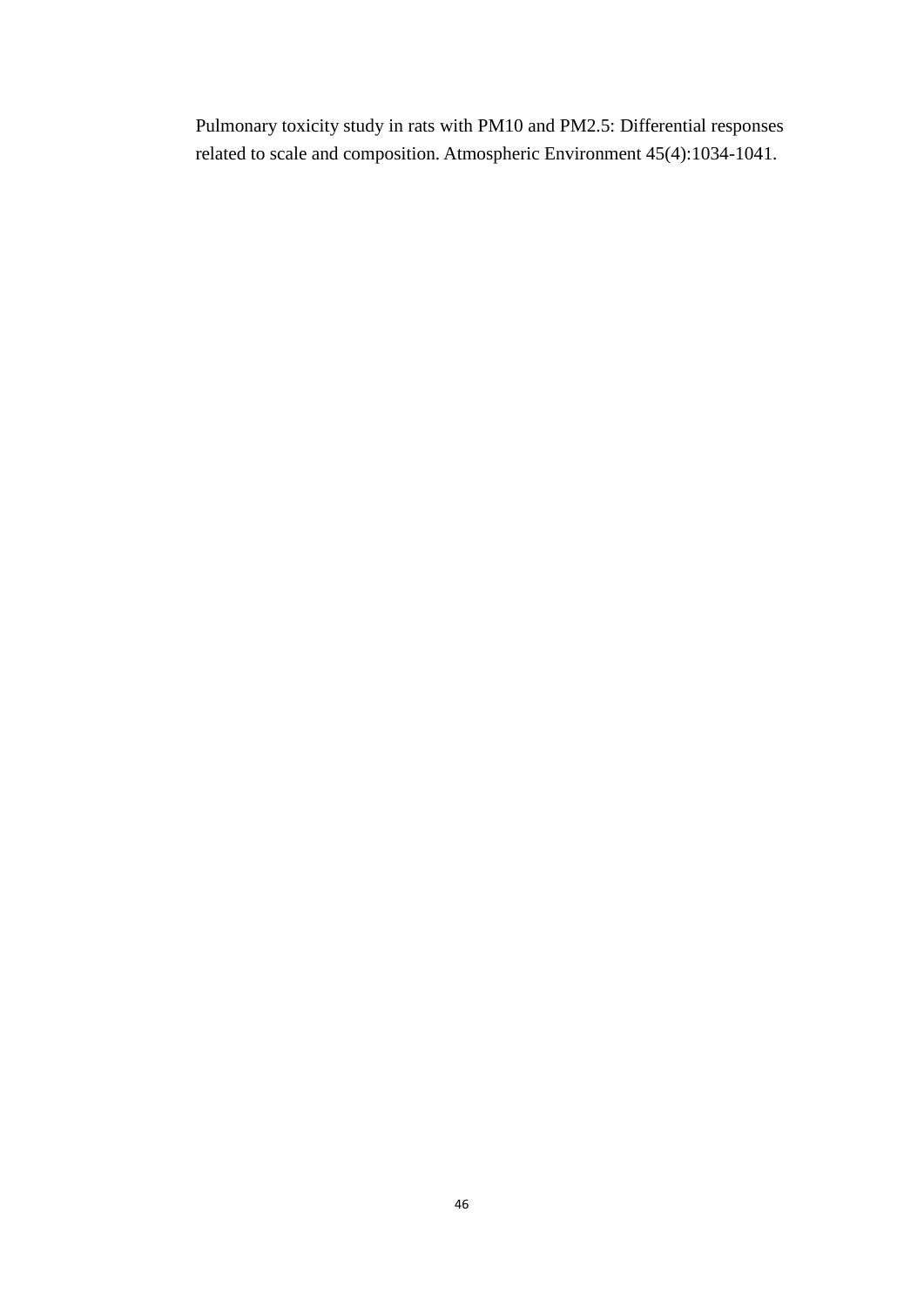Pulmonary toxicity study in rats with PM10 and PM2.5: Differential responses related to scale and composition. Atmospheric Environment 45(4):1034-1041.